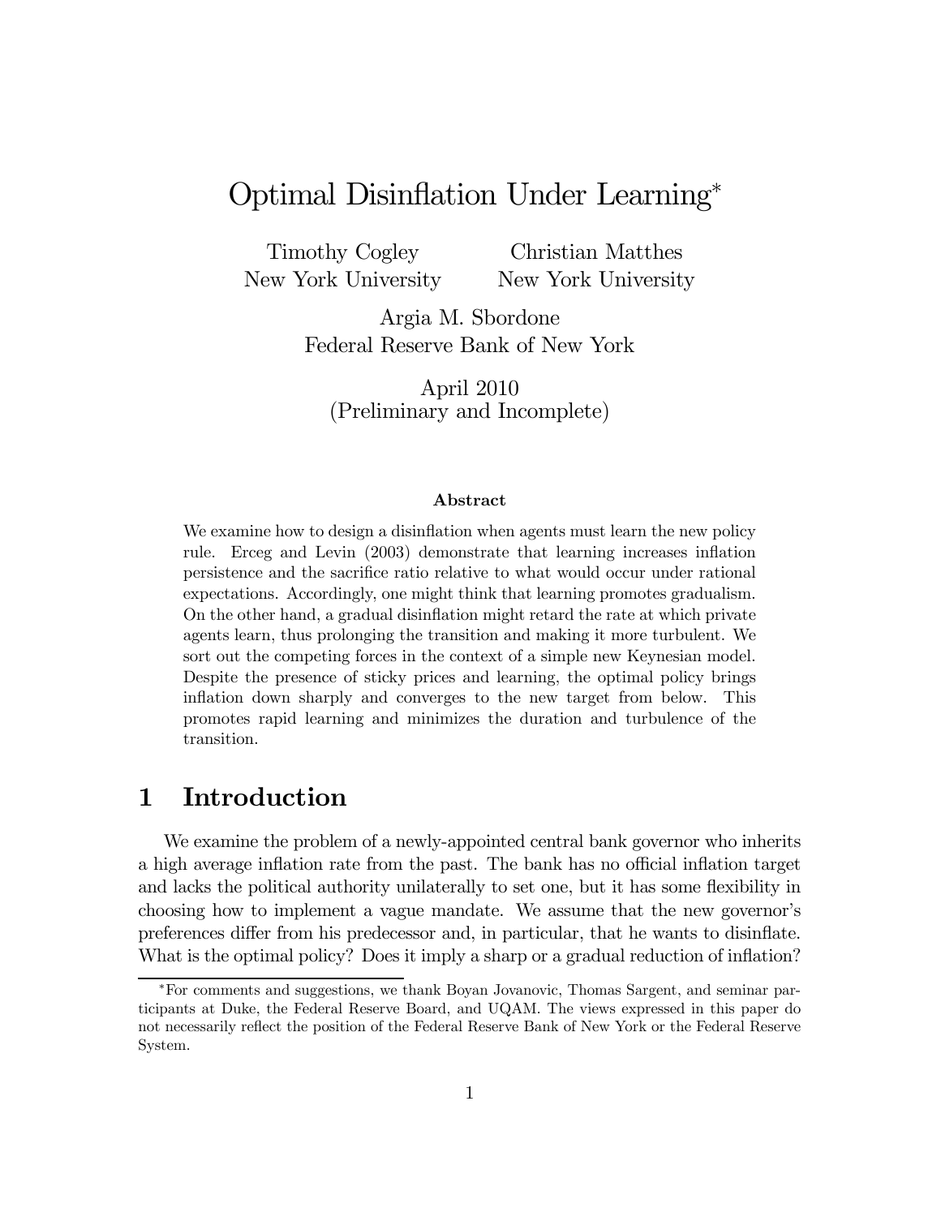# Optimal Disinflation Under Learning[*]

Timothy Cogley, New York University

Christian Matthes, New York University

Argia M. Sbordone, Federal Reserve Bank of New York

April 2010
(Preliminary and Incomplete)

### Abstract

We examine how to design a disinflation when agents must learn the new policy rule. Erceg and Levin (2003) demonstrate that learning increases inflation persistence and the sacrifice ratio relative to what would occur under rational expectations. Accordingly, one might think that learning promotes gradualism. On the other hand, a gradual disinflation might retard the rate at which private agents learn, thus prolonging the transition and making it more turbulent. We sort out the competing forces in the context of a simple new Keynesian model. Despite the presence of sticky prices and learning, the optimal policy brings inflation down sharply and converges to the new target from below. This promotes rapid learning and minimizes the duration and turbulence of the transition.

## 1 Introduction

We examine the problem of a newly-appointed central bank governor who inherits a high average inflation rate from the past. The bank has no official inflation target and lacks the political authority unilaterally to set one, but it has some flexibility in choosing how to implement a vague mandate. We assume that the new governor's preferences differ from his predecessor and, in particular, that he wants to disinflate. What is the optimal policy? Does it imply a sharp or a gradual reduction of inflation?

[*] For comments and suggestions, we thank Boyan Jovanovic, Thomas Sargent, and seminar participants at Duke, the Federal Reserve Board, and UQAM. The views expressed in this paper do not necessarily reflect the position of the Federal Reserve Bank of New York or the Federal Reserve System.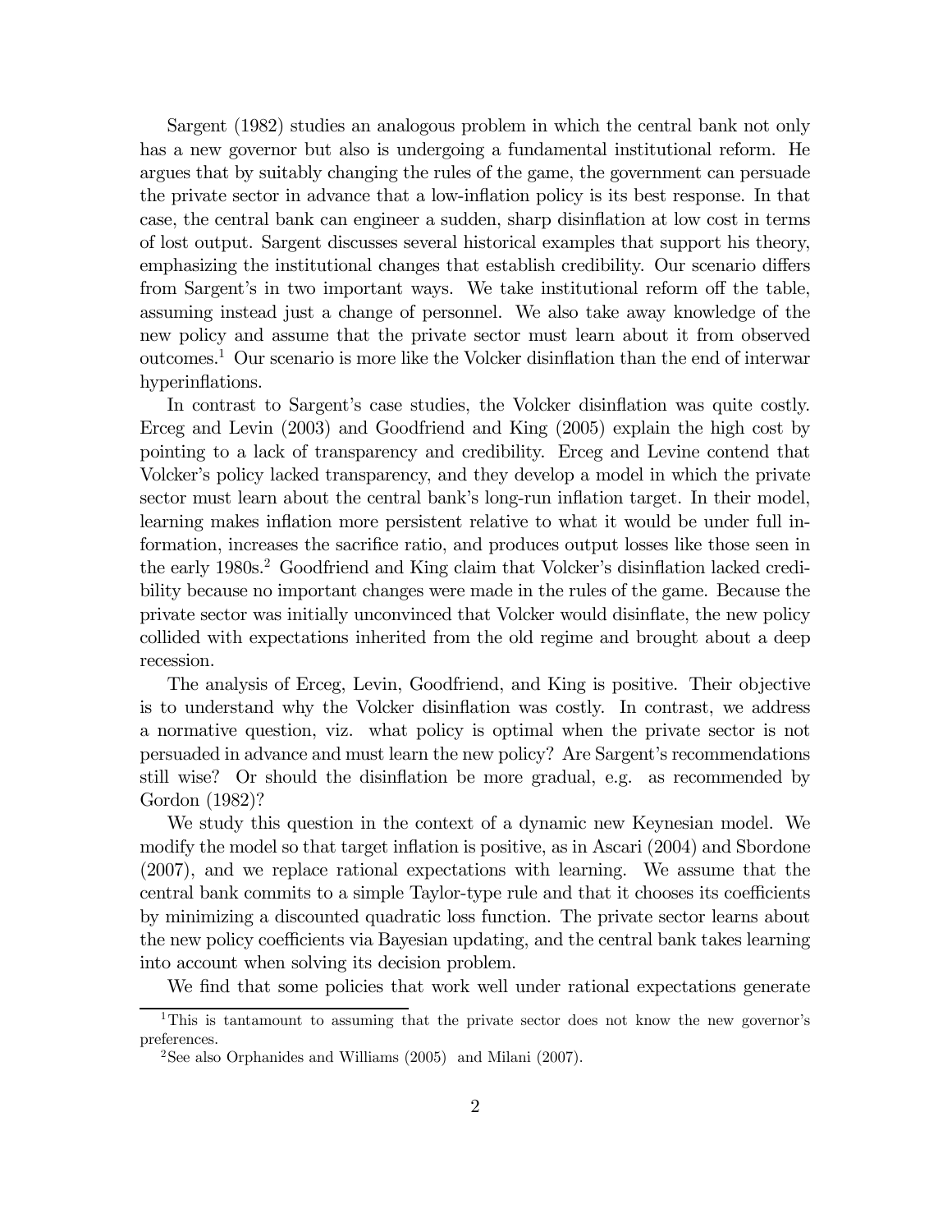Sargent (1982) studies an analogous problem in which the central bank not only has a new governor but also is undergoing a fundamental institutional reform. He argues that by suitably changing the rules of the game, the government can persuade the private sector in advance that a low-inflation policy is its best response. In that case, the central bank can engineer a sudden, sharp disinflation at low cost in terms of lost output. Sargent discusses several historical examples that support his theory, emphasizing the institutional changes that establish credibility. Our scenario differs from Sargent's in two important ways. We take institutional reform off the table, assuming instead just a change of personnel. We also take away knowledge of the new policy and assume that the private sector must learn about it from observed outcomes.[1] Our scenario is more like the Volcker disinflation than the end of interwar hyperinflations.

In contrast to Sargent's case studies, the Volcker disinflation was quite costly. Erceg and Levin (2003) and Goodfriend and King (2005) explain the high cost by pointing to a lack of transparency and credibility. Erceg and Levine contend that Volcker's policy lacked transparency, and they develop a model in which the private sector must learn about the central bank's long-run inflation target. In their model, learning makes inflation more persistent relative to what it would be under full information, increases the sacrifice ratio, and produces output losses like those seen in the early 1980s.[2] Goodfriend and King claim that Volcker's disinflation lacked credibility because no important changes were made in the rules of the game. Because the private sector was initially unconvinced that Volcker would disinflate, the new policy collided with expectations inherited from the old regime and brought about a deep recession.

The analysis of Erceg, Levin, Goodfriend, and King is positive. Their objective is to understand why the Volcker disinflation was costly. In contrast, we address a normative question, viz. what policy is optimal when the private sector is not persuaded in advance and must learn the new policy? Are Sargent's recommendations still wise? Or should the disinflation be more gradual, e.g. as recommended by Gordon (1982)?

We study this question in the context of a dynamic new Keynesian model. We modify the model so that target inflation is positive, as in Ascari (2004) and Sbordone (2007), and we replace rational expectations with learning. We assume that the central bank commits to a simple Taylor-type rule and that it chooses its coefficients by minimizing a discounted quadratic loss function. The private sector learns about the new policy coefficients via Bayesian updating, and the central bank takes learning into account when solving its decision problem.

We find that some policies that work well under rational expectations generate

[1] This is tantamount to assuming that the private sector does not know the new governor's preferences.

[2] See also Orphanides and Williams (2005) and Milani (2007).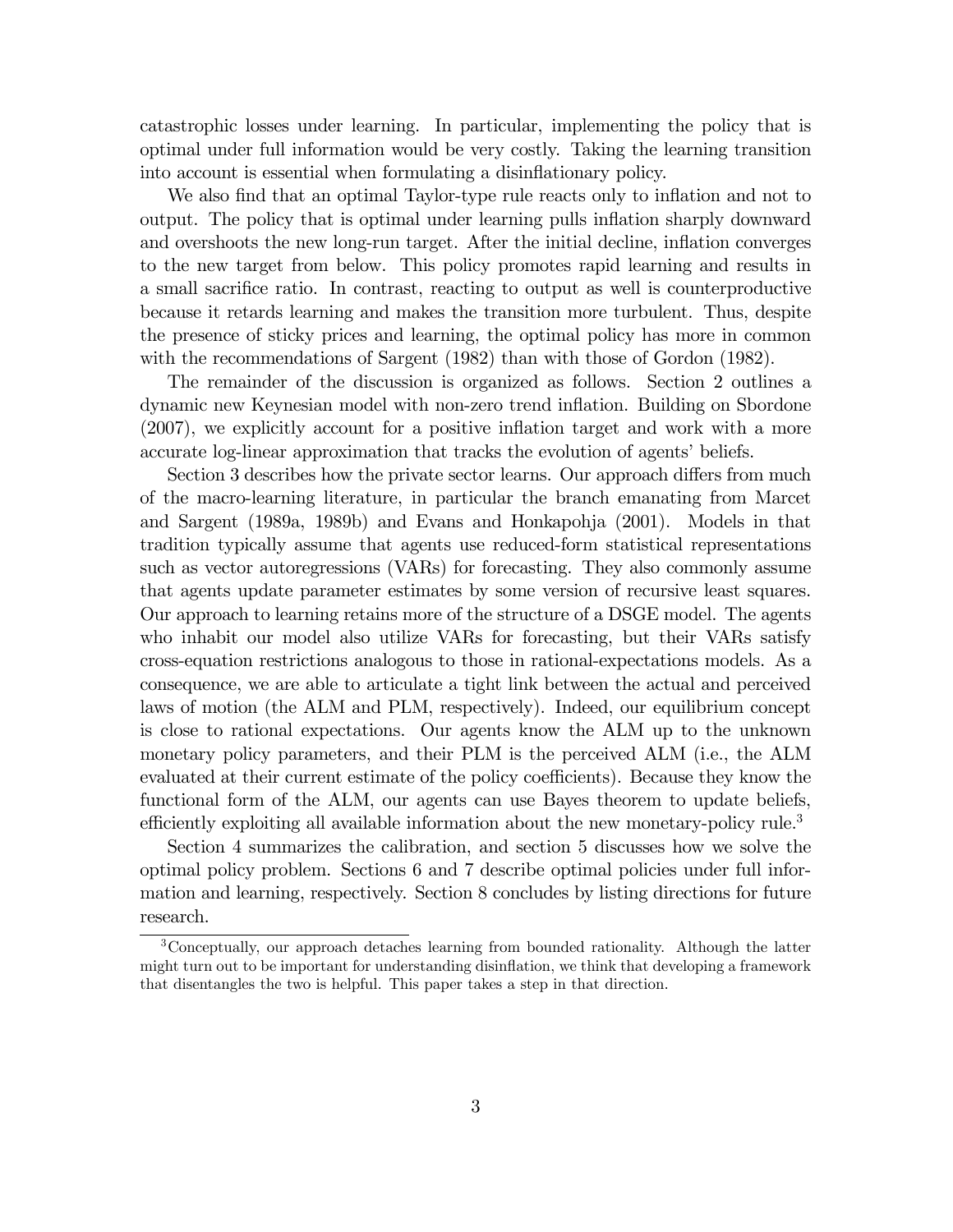catastrophic losses under learning. In particular, implementing the policy that is optimal under full information would be very costly. Taking the learning transition into account is essential when formulating a disinflationary policy.

We also find that an optimal Taylor-type rule reacts only to inflation and not to output. The policy that is optimal under learning pulls inflation sharply downward and overshoots the new long-run target. After the initial decline, inflation converges to the new target from below. This policy promotes rapid learning and results in a small sacrifice ratio. In contrast, reacting to output as well is counterproductive because it retards learning and makes the transition more turbulent. Thus, despite the presence of sticky prices and learning, the optimal policy has more in common with the recommendations of Sargent (1982) than with those of Gordon (1982).

The remainder of the discussion is organized as follows. Section 2 outlines a dynamic new Keynesian model with non-zero trend inflation. Building on Sbordone (2007), we explicitly account for a positive inflation target and work with a more accurate log-linear approximation that tracks the evolution of agents' beliefs.

Section 3 describes how the private sector learns. Our approach differs from much of the macro-learning literature, in particular the branch emanating from Marcet and Sargent (1989a, 1989b) and Evans and Honkapohja (2001). Models in that tradition typically assume that agents use reduced-form statistical representations such as vector autoregressions (VARs) for forecasting. They also commonly assume that agents update parameter estimates by some version of recursive least squares. Our approach to learning retains more of the structure of a DSGE model. The agents who inhabit our model also utilize VARs for forecasting, but their VARs satisfy cross-equation restrictions analogous to those in rational-expectations models. As a consequence, we are able to articulate a tight link between the actual and perceived laws of motion (the ALM and PLM, respectively). Indeed, our equilibrium concept is close to rational expectations. Our agents know the ALM up to the unknown monetary policy parameters, and their PLM is the perceived ALM (i.e., the ALM evaluated at their current estimate of the policy coefficients). Because they know the functional form of the ALM, our agents can use Bayes theorem to update beliefs, efficiently exploiting all available information about the new monetary-policy rule.[3]

Section 4 summarizes the calibration, and section 5 discusses how we solve the optimal policy problem. Sections 6 and 7 describe optimal policies under full information and learning, respectively. Section 8 concludes by listing directions for future research.

[3] Conceptually, our approach detaches learning from bounded rationality. Although the latter might turn out to be important for understanding disinflation, we think that developing a framework that disentangles the two is helpful. This paper takes a step in that direction.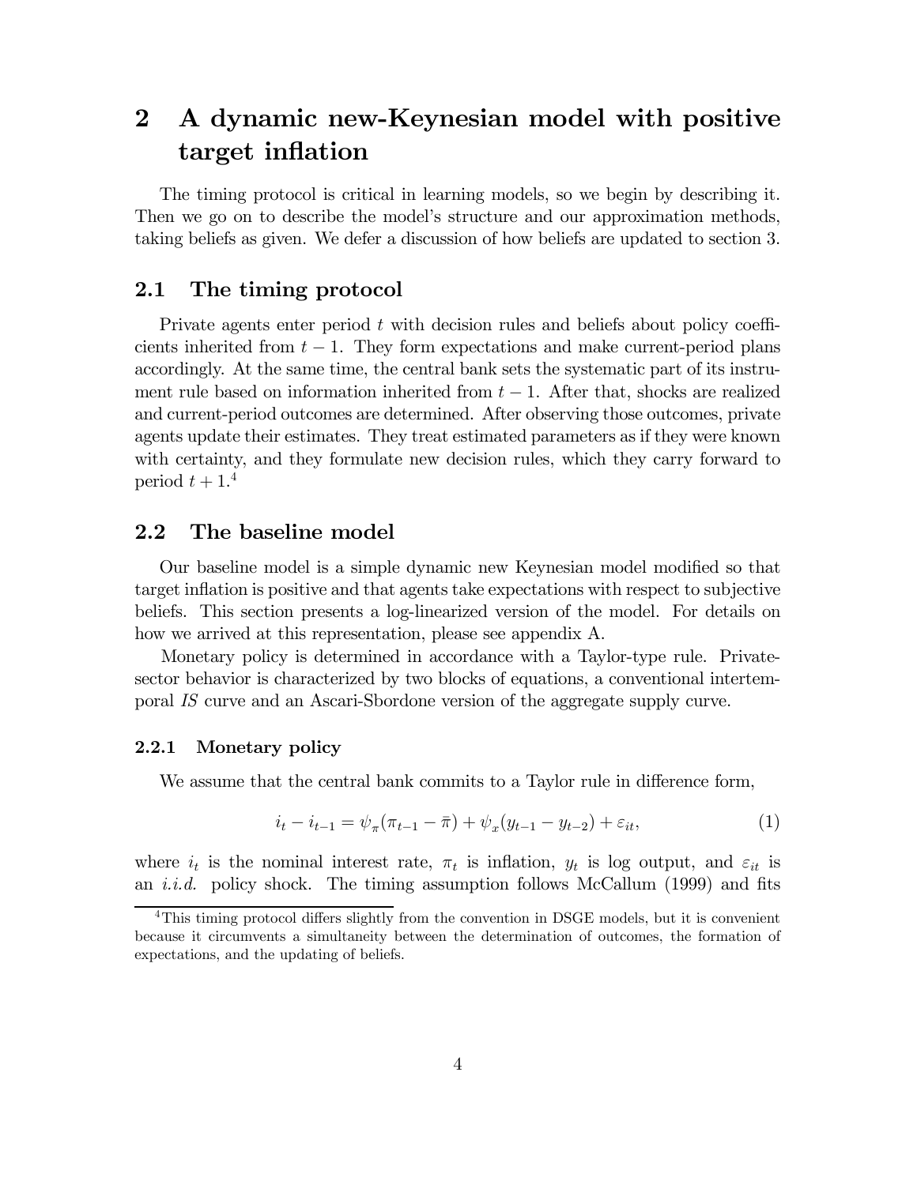# 2 A dynamic new-Keynesian model with positive target inflation

The timing protocol is critical in learning models, so we begin by describing it. Then we go on to describe the model's structure and our approximation methods, taking beliefs as given. We defer a discussion of how beliefs are updated to section 3.

## 2.1 The timing protocol

Private agents enter period $t$ with decision rules and beliefs about policy coefficients inherited from $t-1$. They form expectations and make current-period plans accordingly. At the same time, the central bank sets the systematic part of its instrument rule based on information inherited from $t-1$. After that, shocks are realized and current-period outcomes are determined. After observing those outcomes, private agents update their estimates. They treat estimated parameters as if they were known with certainty, and they formulate new decision rules, which they carry forward to period $t+1$.[4]

## 2.2 The baseline model

Our baseline model is a simple dynamic new Keynesian model modified so that target inflation is positive and that agents take expectations with respect to subjective beliefs. This section presents a log-linearized version of the model. For details on how we arrived at this representation, please see appendix A.

Monetary policy is determined in accordance with a Taylor-type rule. Private-sector behavior is characterized by two blocks of equations, a conventional intertemporal *IS* curve and an Ascari-Sbordone version of the aggregate supply curve.

### 2.2.1 Monetary policy

We assume that the central bank commits to a Taylor rule in difference form,

$$i_t - i_{t-1} = \psi_\pi(\pi_{t-1} - \bar{\pi}) + \psi_x(y_{t-1} - y_{t-2}) + \varepsilon_{it}, \tag{1}$$

where $i_t$ is the nominal interest rate, $\pi_t$ is inflation, $y_t$ is log output, and $\varepsilon_{it}$ is an *i.i.d.* policy shock. The timing assumption follows McCallum (1999) and fits

[4] This timing protocol differs slightly from the convention in DSGE models, but it is convenient because it circumvents a simultaneity between the determination of outcomes, the formation of expectations, and the updating of beliefs.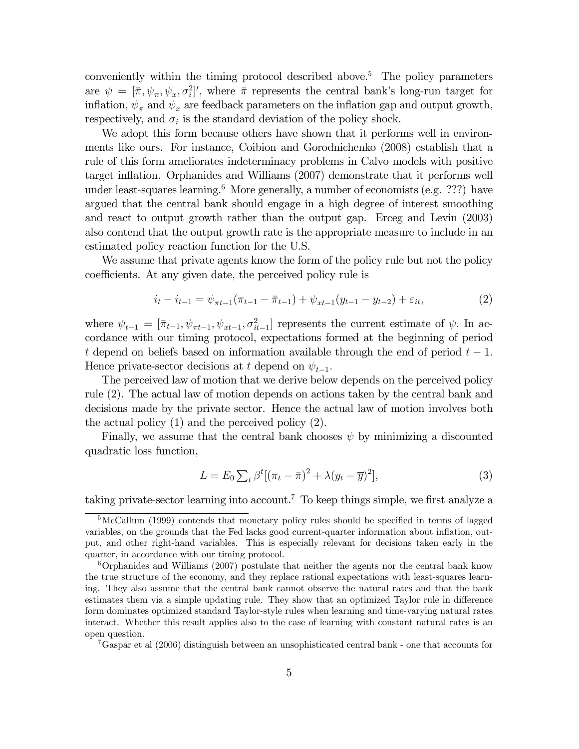conveniently within the timing protocol described above.[5] The policy parameters are $\psi = [\bar{\pi}, \psi_\pi, \psi_x, \sigma_i^2]'$, where $\bar{\pi}$ represents the central bank's long-run target for inflation, $\psi_\pi$ and $\psi_x$ are feedback parameters on the inflation gap and output growth, respectively, and $\sigma_i$ is the standard deviation of the policy shock.

We adopt this form because others have shown that it performs well in environments like ours. For instance, Coibion and Gorodnichenko (2008) establish that a rule of this form ameliorates indeterminacy problems in Calvo models with positive target inflation. Orphanides and Williams (2007) demonstrate that it performs well under least-squares learning.[6] More generally, a number of economists (e.g. ???) have argued that the central bank should engage in a high degree of interest smoothing and react to output growth rather than the output gap. Erceg and Levin (2003) also contend that the output growth rate is the appropriate measure to include in an estimated policy reaction function for the U.S.

We assume that private agents know the form of the policy rule but not the policy coefficients. At any given date, the perceived policy rule is

$$i_t - i_{t-1} = \psi_{\pi t-1}(\pi_{t-1} - \bar{\pi}_{t-1}) + \psi_{xt-1}(y_{t-1} - y_{t-2}) + \varepsilon_{it}, \tag{2}$$

where $\psi_{t-1} = [\bar{\pi}_{t-1}, \psi_{\pi t-1}, \psi_{xt-1}, \sigma_{it-1}^2]$ represents the current estimate of $\psi$. In accordance with our timing protocol, expectations formed at the beginning of period $t$ depend on beliefs based on information available through the end of period $t-1$. Hence private-sector decisions at $t$ depend on $\psi_{t-1}$.

The perceived law of motion that we derive below depends on the perceived policy rule (2). The actual law of motion depends on actions taken by the central bank and decisions made by the private sector. Hence the actual law of motion involves both the actual policy (1) and the perceived policy (2).

Finally, we assume that the central bank chooses $\psi$ by minimizing a discounted quadratic loss function,

$$L = E_0 \sum_t \beta^t [(\pi_t - \bar{\pi})^2 + \lambda(y_t - \overline{y})^2], \tag{3}$$

taking private-sector learning into account.[7] To keep things simple, we first analyze a

[5] McCallum (1999) contends that monetary policy rules should be specified in terms of lagged variables, on the grounds that the Fed lacks good current-quarter information about inflation, output, and other right-hand variables. This is especially relevant for decisions taken early in the quarter, in accordance with our timing protocol.

[6] Orphanides and Williams (2007) postulate that neither the agents nor the central bank know the true structure of the economy, and they replace rational expectations with least-squares learning. They also assume that the central bank cannot observe the natural rates and that the bank estimates them via a simple updating rule. They show that an optimized Taylor rule in difference form dominates optimized standard Taylor-style rules when learning and time-varying natural rates interact. Whether this result applies also to the case of learning with constant natural rates is an open question.

[7] Gaspar et al (2006) distinguish between an unsophisticated central bank - one that accounts for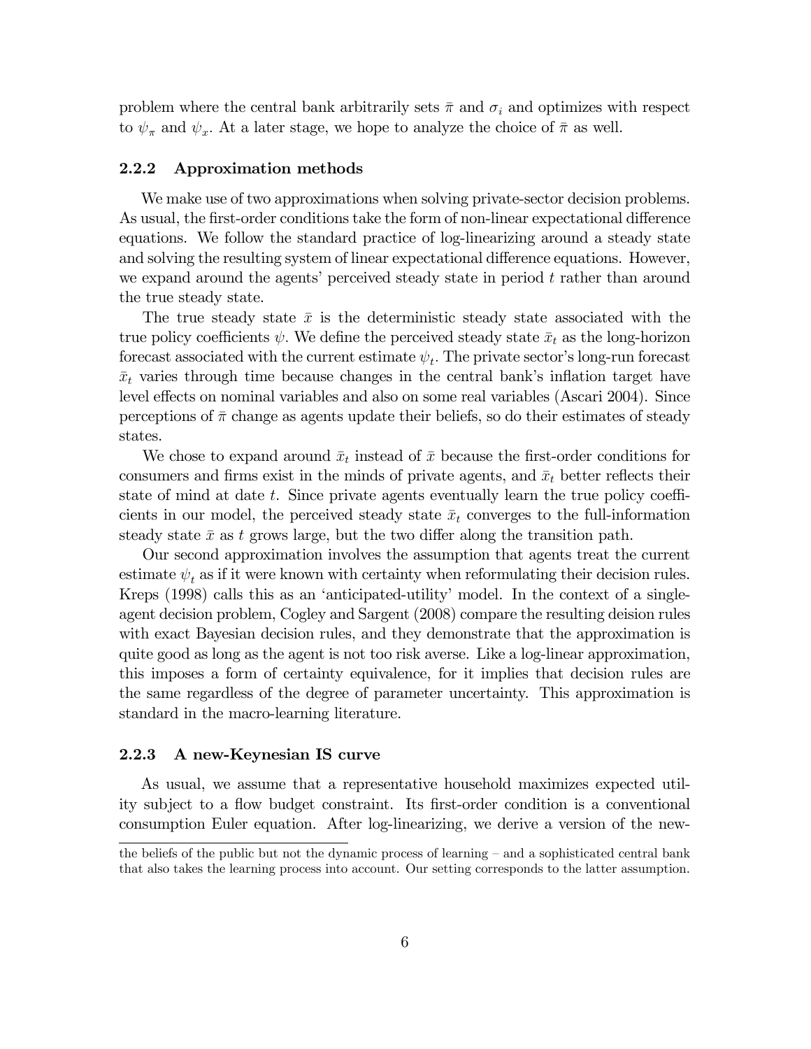problem where the central bank arbitrarily sets $\bar{\pi}$ and $\sigma_i$ and optimizes with respect to $\psi_\pi$ and $\psi_x$. At a later stage, we hope to analyze the choice of $\bar{\pi}$ as well.

### 2.2.2 Approximation methods

We make use of two approximations when solving private-sector decision problems. As usual, the first-order conditions take the form of non-linear expectational difference equations. We follow the standard practice of log-linearizing around a steady state and solving the resulting system of linear expectational difference equations. However, we expand around the agents' perceived steady state in period $t$ rather than around the true steady state.

The true steady state $\bar{x}$ is the deterministic steady state associated with the true policy coefficients $\psi$. We define the perceived steady state $\bar{x}_t$ as the long-horizon forecast associated with the current estimate $\psi_t$. The private sector's long-run forecast $\bar{x}_t$ varies through time because changes in the central bank's inflation target have level effects on nominal variables and also on some real variables (Ascari 2004). Since perceptions of $\bar{\pi}$ change as agents update their beliefs, so do their estimates of steady states.

We chose to expand around $\bar{x}_t$ instead of $\bar{x}$ because the first-order conditions for consumers and firms exist in the minds of private agents, and $\bar{x}_t$ better reflects their state of mind at date $t$. Since private agents eventually learn the true policy coefficients in our model, the perceived steady state $\bar{x}_t$ converges to the full-information steady state $\bar{x}$ as $t$ grows large, but the two differ along the transition path.

Our second approximation involves the assumption that agents treat the current estimate $\psi_t$ as if it were known with certainty when reformulating their decision rules. Kreps (1998) calls this as an 'anticipated-utility' model. In the context of a single-agent decision problem, Cogley and Sargent (2008) compare the resulting deision rules with exact Bayesian decision rules, and they demonstrate that the approximation is quite good as long as the agent is not too risk averse. Like a log-linear approximation, this imposes a form of certainty equivalence, for it implies that decision rules are the same regardless of the degree of parameter uncertainty. This approximation is standard in the macro-learning literature.

### 2.2.3 A new-Keynesian IS curve

As usual, we assume that a representative household maximizes expected utility subject to a flow budget constraint. Its first-order condition is a conventional consumption Euler equation. After log-linearizing, we derive a version of the new-

the beliefs of the public but not the dynamic process of learning – and a sophisticated central bank that also takes the learning process into account. Our setting corresponds to the latter assumption.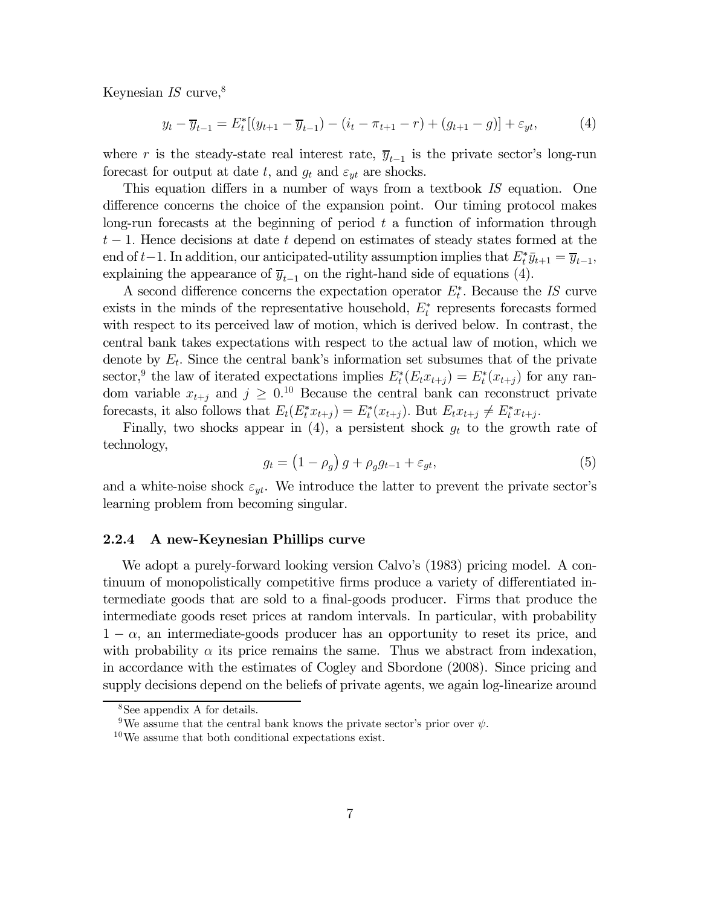Keynesian *IS* curve,[8]

$$y_t - \overline{y}_{t-1} = E_t^*[(y_{t+1} - \overline{y}_{t-1}) - (i_t - \pi_{t+1} - r) + (g_{t+1} - g)] + \varepsilon_{yt}, \tag{4}$$

where $r$ is the steady-state real interest rate, $\overline{y}_{t-1}$ is the private sector's long-run forecast for output at date $t$, and $g_t$ and $\varepsilon_{yt}$ are shocks.

This equation differs in a number of ways from a textbook *IS* equation. One difference concerns the choice of the expansion point. Our timing protocol makes long-run forecasts at the beginning of period $t$ a function of information through $t-1$. Hence decisions at date $t$ depend on estimates of steady states formed at the end of $t-1$. In addition, our anticipated-utility assumption implies that $E_t^* \bar{y}_{t+1} = \overline{y}_{t-1}$, explaining the appearance of $\overline{y}_{t-1}$ on the right-hand side of equations (4).

A second difference concerns the expectation operator $E_t^*$. Because the *IS* curve exists in the minds of the representative household, $E_t^*$ represents forecasts formed with respect to its perceived law of motion, which is derived below. In contrast, the central bank takes expectations with respect to the actual law of motion, which we denote by $E_t$. Since the central bank's information set subsumes that of the private sector,[9] the law of iterated expectations implies $E_t^*(E_t x_{t+j}) = E_t^*(x_{t+j})$ for any random variable $x_{t+j}$ and $j \geq 0$.[10] Because the central bank can reconstruct private forecasts, it also follows that $E_t(E_t^* x_{t+j}) = E_t^*(x_{t+j})$. But $E_t x_{t+j} \neq E_t^* x_{t+j}$.

Finally, two shocks appear in (4), a persistent shock $g_t$ to the growth rate of technology,

$$g_t = \left(1 - \rho_g\right) g + \rho_g g_{t-1} + \varepsilon_{gt}, \tag{5}$$

and a white-noise shock $\varepsilon_{yt}$. We introduce the latter to prevent the private sector's learning problem from becoming singular.

### 2.2.4 A new-Keynesian Phillips curve

We adopt a purely-forward looking version Calvo's (1983) pricing model. A continuum of monopolistically competitive firms produce a variety of differentiated intermediate goods that are sold to a final-goods producer. Firms that produce the intermediate goods reset prices at random intervals. In particular, with probability $1 - \alpha$, an intermediate-goods producer has an opportunity to reset its price, and with probability $\alpha$ its price remains the same. Thus we abstract from indexation, in accordance with the estimates of Cogley and Sbordone (2008). Since pricing and supply decisions depend on the beliefs of private agents, we again log-linearize around

[8] See appendix A for details.

[9] We assume that the central bank knows the private sector's prior over $\psi$.

[10] We assume that both conditional expectations exist.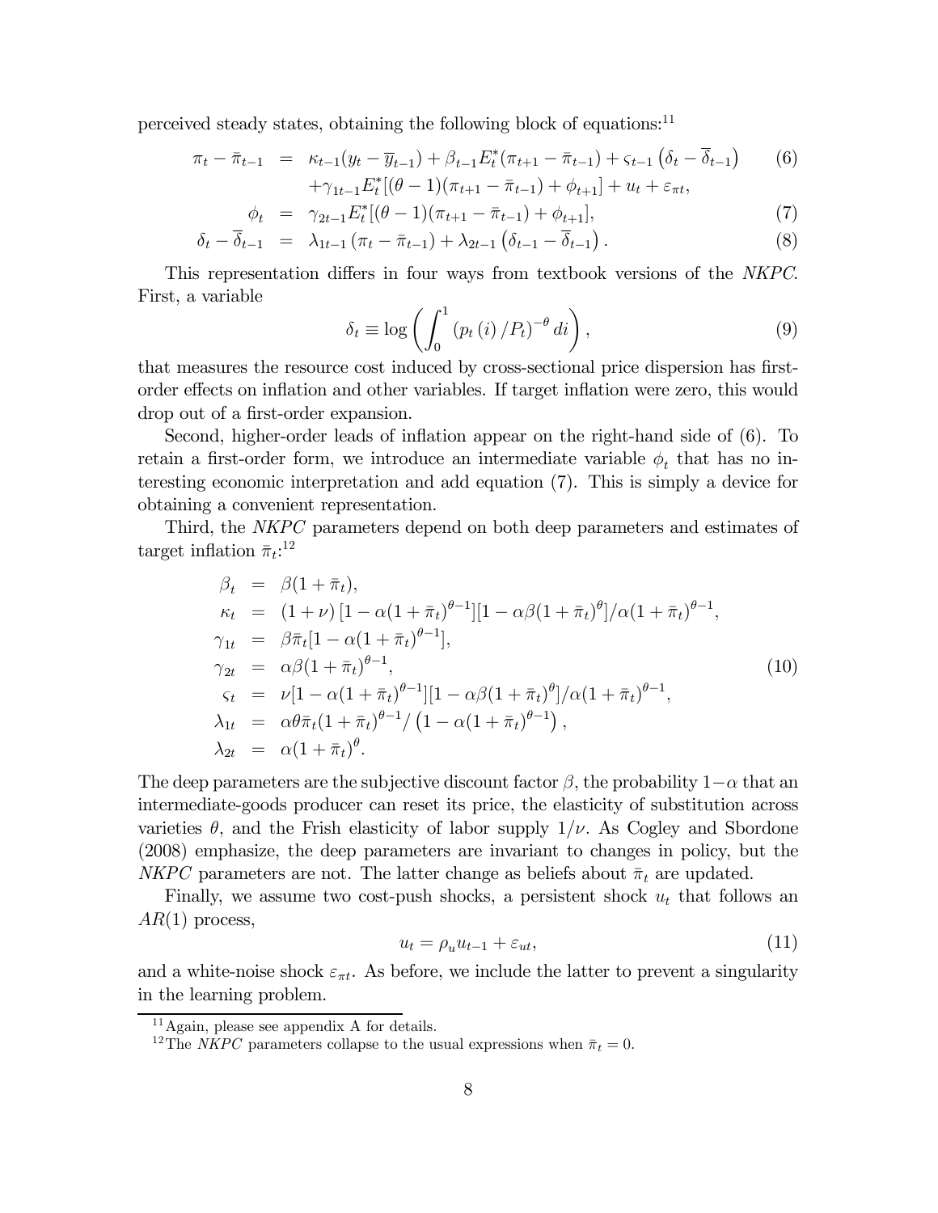perceived steady states, obtaining the following block of equations:[11]

$$
\begin{aligned}
\pi_t - \bar{\pi}_{t-1} &= \kappa_{t-1}(y_t - \overline{y}_{t-1}) + \beta_{t-1} E_t^*(\pi_{t+1} - \bar{\pi}_{t-1}) + \varsigma_{t-1}\left(\delta_t - \overline{\delta}_{t-1}\right) \qquad (6)\\
&\quad + \gamma_{1t-1} E_t^*[(\theta - 1)(\pi_{t+1} - \bar{\pi}_{t-1}) + \phi_{t+1}] + u_t + \varepsilon_{\pi t},\\
\phi_t &= \gamma_{2t-1} E_t^*[(\theta - 1)(\pi_{t+1} - \bar{\pi}_{t-1}) + \phi_{t+1}], \qquad (7)\\
\delta_t - \overline{\delta}_{t-1} &= \lambda_{1t-1}\left(\pi_t - \bar{\pi}_{t-1}\right) + \lambda_{2t-1}\left(\delta_{t-1} - \overline{\delta}_{t-1}\right). \qquad (8)
\end{aligned}
$$

This representation differs in four ways from textbook versions of the *NKPC*. First, a variable

$$
\delta_t \equiv \log\left(\int_0^1 \left(p_t\left(i\right)/P_t\right)^{-\theta} di\right), \qquad (9)
$$

that measures the resource cost induced by cross-sectional price dispersion has first-order effects on inflation and other variables. If target inflation were zero, this would drop out of a first-order expansion.

Second, higher-order leads of inflation appear on the right-hand side of (6). To retain a first-order form, we introduce an intermediate variable $\phi_t$ that has no interesting economic interpretation and add equation (7). This is simply a device for obtaining a convenient representation.

Third, the *NKPC* parameters depend on both deep parameters and estimates of target inflation $\bar{\pi}_t$:[12]

$$
\begin{aligned}
\beta_t &= \beta(1 + \bar{\pi}_t),\\
\kappa_t &= (1 + \nu)\left[1 - \alpha(1 + \bar{\pi}_t)^{\theta - 1}\right][1 - \alpha\beta(1 + \bar{\pi}_t)^{\theta}]/\alpha(1 + \bar{\pi}_t)^{\theta - 1},\\
\gamma_{1t} &= \beta\bar{\pi}_t[1 - \alpha(1 + \bar{\pi}_t)^{\theta - 1}],\\
\gamma_{2t} &= \alpha\beta(1 + \bar{\pi}_t)^{\theta - 1}, \qquad (10)\\
\varsigma_t &= \nu[1 - \alpha(1 + \bar{\pi}_t)^{\theta - 1}][1 - \alpha\beta(1 + \bar{\pi}_t)^{\theta}]/\alpha(1 + \bar{\pi}_t)^{\theta - 1},\\
\lambda_{1t} &= \alpha\theta\bar{\pi}_t(1 + \bar{\pi}_t)^{\theta - 1}/\left(1 - \alpha(1 + \bar{\pi}_t)^{\theta - 1}\right),\\
\lambda_{2t} &= \alpha(1 + \bar{\pi}_t)^{\theta}.
\end{aligned}
$$

The deep parameters are the subjective discount factor $\beta$, the probability $1-\alpha$ that an intermediate-goods producer can reset its price, the elasticity of substitution across varieties $\theta$, and the Frish elasticity of labor supply $1/\nu$. As Cogley and Sbordone (2008) emphasize, the deep parameters are invariant to changes in policy, but the *NKPC* parameters are not. The latter change as beliefs about $\bar{\pi}_t$ are updated.

Finally, we assume two cost-push shocks, a persistent shock $u_t$ that follows an $AR(1)$ process,

$$
u_t = \rho_u u_{t-1} + \varepsilon_{ut}, \qquad (11)
$$

and a white-noise shock $\varepsilon_{\pi t}$. As before, we include the latter to prevent a singularity in the learning problem.

---

[11] Again, please see appendix A for details.

[12] The *NKPC* parameters collapse to the usual expressions when $\bar{\pi}_t = 0$.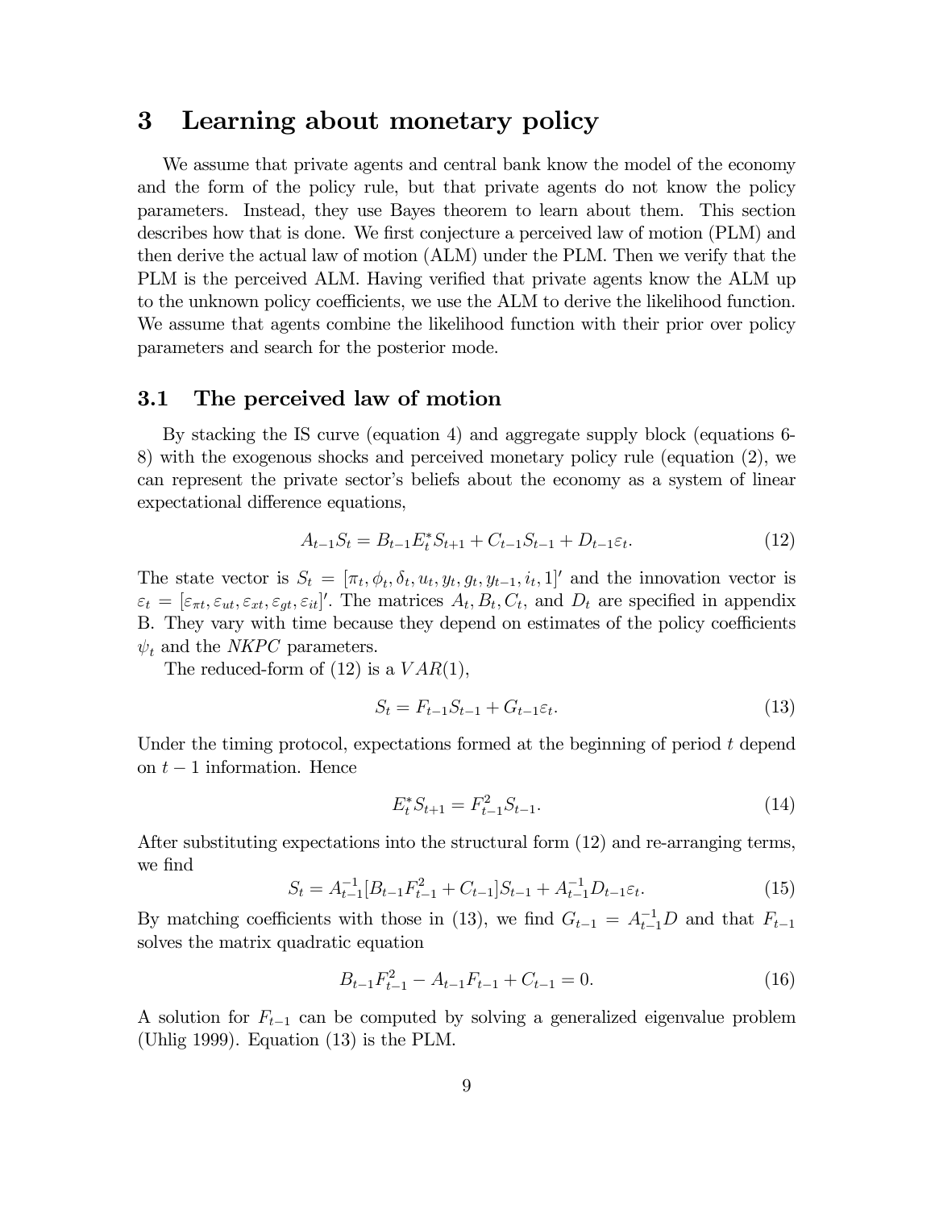# 3 Learning about monetary policy

We assume that private agents and central bank know the model of the economy and the form of the policy rule, but that private agents do not know the policy parameters. Instead, they use Bayes theorem to learn about them. This section describes how that is done. We first conjecture a perceived law of motion (PLM) and then derive the actual law of motion (ALM) under the PLM. Then we verify that the PLM is the perceived ALM. Having verified that private agents know the ALM up to the unknown policy coefficients, we use the ALM to derive the likelihood function. We assume that agents combine the likelihood function with their prior over policy parameters and search for the posterior mode.

## 3.1 The perceived law of motion

By stacking the IS curve (equation 4) and aggregate supply block (equations 6-8) with the exogenous shocks and perceived monetary policy rule (equation (2), we can represent the private sector's beliefs about the economy as a system of linear expectational difference equations,

$$A_{t-1}S_t = B_{t-1}E_t^* S_{t+1} + C_{t-1}S_{t-1} + D_{t-1}\varepsilon_t. \tag{12}$$

The state vector is $S_t = [\pi_t, \phi_t, \delta_t, u_t, y_t, g_t, y_{t-1}, i_t, 1]'$ and the innovation vector is $\varepsilon_t = [\varepsilon_{\pi t}, \varepsilon_{ut}, \varepsilon_{xt}, \varepsilon_{gt}, \varepsilon_{it}]'$. The matrices $A_t, B_t, C_t$, and $D_t$ are specified in appendix B. They vary with time because they depend on estimates of the policy coefficients $\psi_t$ and the *NKPC* parameters.

The reduced-form of (12) is a $VAR(1)$,

$$S_t = F_{t-1}S_{t-1} + G_{t-1}\varepsilon_t. \tag{13}$$

Under the timing protocol, expectations formed at the beginning of period $t$ depend on $t-1$ information. Hence

$$E_t^* S_{t+1} = F_{t-1}^2 S_{t-1}. \tag{14}$$

After substituting expectations into the structural form (12) and re-arranging terms, we find

$$S_t = A_{t-1}^{-1}[B_{t-1}F_{t-1}^2 + C_{t-1}]S_{t-1} + A_{t-1}^{-1}D_{t-1}\varepsilon_t. \tag{15}$$

By matching coefficients with those in (13), we find $G_{t-1} = A_{t-1}^{-1}D$ and that $F_{t-1}$ solves the matrix quadratic equation

$$B_{t-1}F_{t-1}^2 - A_{t-1}F_{t-1} + C_{t-1} = 0. \tag{16}$$

A solution for $F_{t-1}$ can be computed by solving a generalized eigenvalue problem (Uhlig 1999). Equation (13) is the PLM.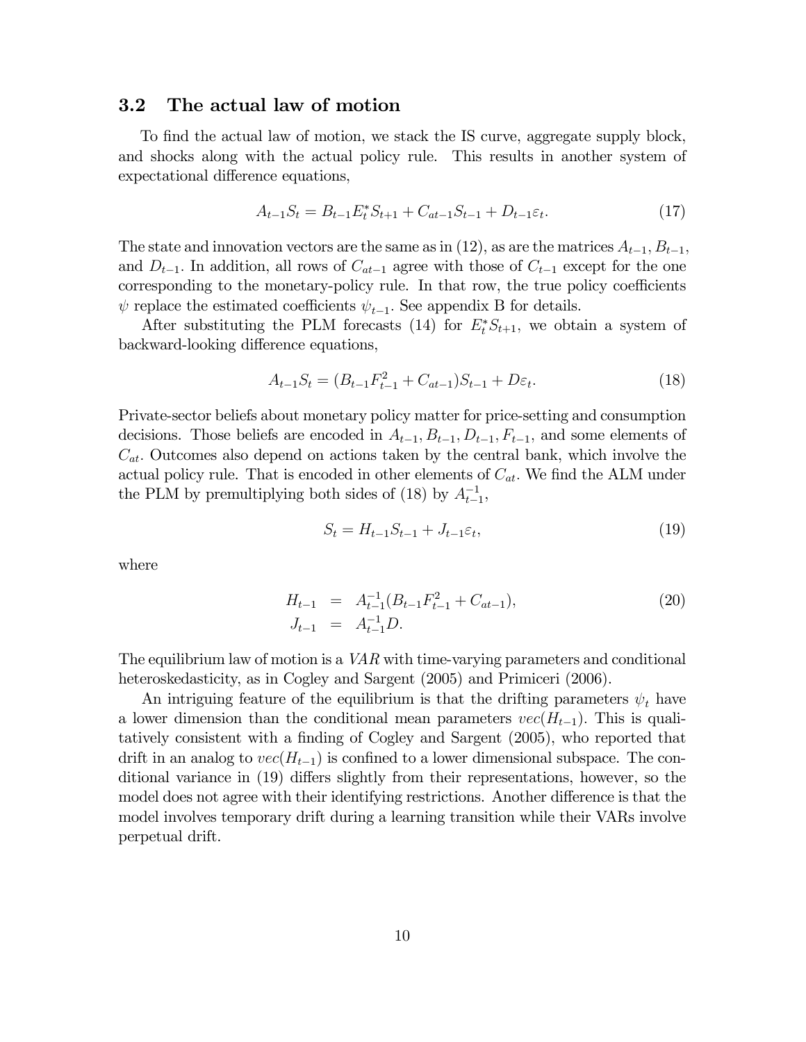### 3.2 The actual law of motion

To find the actual law of motion, we stack the IS curve, aggregate supply block, and shocks along with the actual policy rule. This results in another system of expectational difference equations,

$$A_{t-1}S_t = B_{t-1}E_t^*S_{t+1} + C_{at-1}S_{t-1} + D_{t-1}\varepsilon_t. \tag{17}$$

The state and innovation vectors are the same as in (12), as are the matrices $A_{t-1}, B_{t-1}$, and $D_{t-1}$. In addition, all rows of $C_{at-1}$ agree with those of $C_{t-1}$ except for the one corresponding to the monetary-policy rule. In that row, the true policy coefficients $\psi$ replace the estimated coefficients $\psi_{t-1}$. See appendix B for details.

After substituting the PLM forecasts (14) for $E_t^*S_{t+1}$, we obtain a system of backward-looking difference equations,

$$A_{t-1}S_t = (B_{t-1}F_{t-1}^2 + C_{at-1})S_{t-1} + D\varepsilon_t. \tag{18}$$

Private-sector beliefs about monetary policy matter for price-setting and consumption decisions. Those beliefs are encoded in $A_{t-1}, B_{t-1}, D_{t-1}, F_{t-1}$, and some elements of $C_{at}$. Outcomes also depend on actions taken by the central bank, which involve the actual policy rule. That is encoded in other elements of $C_{at}$. We find the ALM under the PLM by premultiplying both sides of (18) by $A_{t-1}^{-1}$,

$$S_t = H_{t-1}S_{t-1} + J_{t-1}\varepsilon_t, \tag{19}$$

where

$$\begin{aligned} H_{t-1} &= A_{t-1}^{-1}(B_{t-1}F_{t-1}^2 + C_{at-1}), \\ J_{t-1} &= A_{t-1}^{-1}D. \end{aligned} \tag{20}$$

The equilibrium law of motion is a *VAR* with time-varying parameters and conditional heteroskedasticity, as in Cogley and Sargent (2005) and Primiceri (2006).

An intriguing feature of the equilibrium is that the drifting parameters $\psi_t$ have a lower dimension than the conditional mean parameters $vec(H_{t-1})$. This is qualitatively consistent with a finding of Cogley and Sargent (2005), who reported that drift in an analog to $vec(H_{t-1})$ is confined to a lower dimensional subspace. The conditional variance in (19) differs slightly from their representations, however, so the model does not agree with their identifying restrictions. Another difference is that the model involves temporary drift during a learning transition while their VARs involve perpetual drift.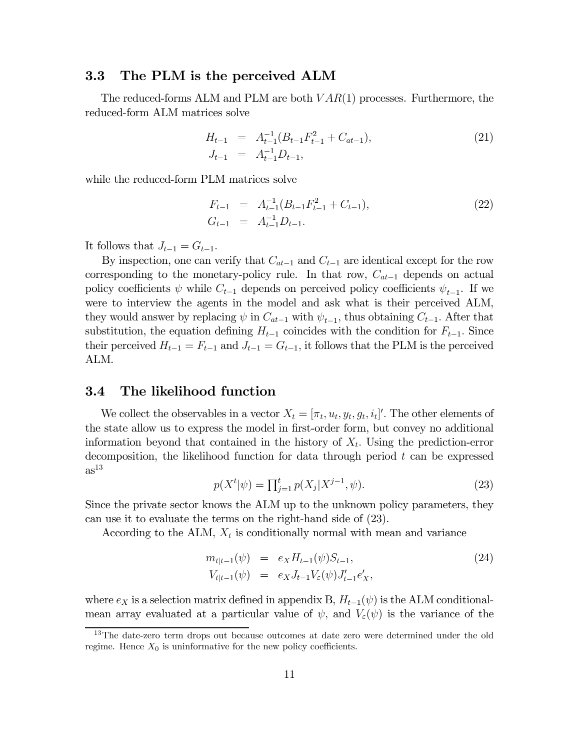### 3.3 The PLM is the perceived ALM

The reduced-forms ALM and PLM are both $VAR(1)$ processes. Furthermore, the reduced-form ALM matrices solve

$$
\begin{aligned}
H_{t-1} &= A_{t-1}^{-1}(B_{t-1}F_{t-1}^2 + C_{at-1}), \\
J_{t-1} &= A_{t-1}^{-1}D_{t-1},
\end{aligned}
\tag{21}
$$

while the reduced-form PLM matrices solve

$$
\begin{aligned}
F_{t-1} &= A_{t-1}^{-1}(B_{t-1}F_{t-1}^2 + C_{t-1}), \\
G_{t-1} &= A_{t-1}^{-1}D_{t-1}.
\end{aligned}
\tag{22}
$$

It follows that $J_{t-1} = G_{t-1}$.

By inspection, one can verify that $C_{at-1}$ and $C_{t-1}$ are identical except for the row corresponding to the monetary-policy rule. In that row, $C_{at-1}$ depends on actual policy coefficients $\psi$ while $C_{t-1}$ depends on perceived policy coefficients $\psi_{t-1}$. If we were to interview the agents in the model and ask what is their perceived ALM, they would answer by replacing $\psi$ in $C_{at-1}$ with $\psi_{t-1}$, thus obtaining $C_{t-1}$. After that substitution, the equation defining $H_{t-1}$ coincides with the condition for $F_{t-1}$. Since their perceived $H_{t-1} = F_{t-1}$ and $J_{t-1} = G_{t-1}$, it follows that the PLM is the perceived ALM.

### 3.4 The likelihood function

We collect the observables in a vector $X_t = [\pi_t, u_t, y_t, g_t, i_t]'$. The other elements of the state allow us to express the model in first-order form, but convey no additional information beyond that contained in the history of $X_t$. Using the prediction-error decomposition, the likelihood function for data through period $t$ can be expressed as[13]

$$
p(X^t|\psi) = \textstyle\prod_{j=1}^{t} p(X_j|X^{j-1}, \psi).
\tag{23}
$$

Since the private sector knows the ALM up to the unknown policy parameters, they can use it to evaluate the terms on the right-hand side of (23).

According to the ALM, $X_t$ is conditionally normal with mean and variance

$$
\begin{aligned}
m_{t|t-1}(\psi) &= e_X H_{t-1}(\psi) S_{t-1}, \\
V_{t|t-1}(\psi) &= e_X J_{t-1} V_\varepsilon(\psi) J_{t-1}' e_X',
\end{aligned}
\tag{24}
$$

where $e_X$ is a selection matrix defined in appendix B, $H_{t-1}(\psi)$ is the ALM conditional-mean array evaluated at a particular value of $\psi$, and $V_\varepsilon(\psi)$ is the variance of the

[13] The date-zero term drops out because outcomes at date zero were determined under the old regime. Hence $X_0$ is uninformative for the new policy coefficients.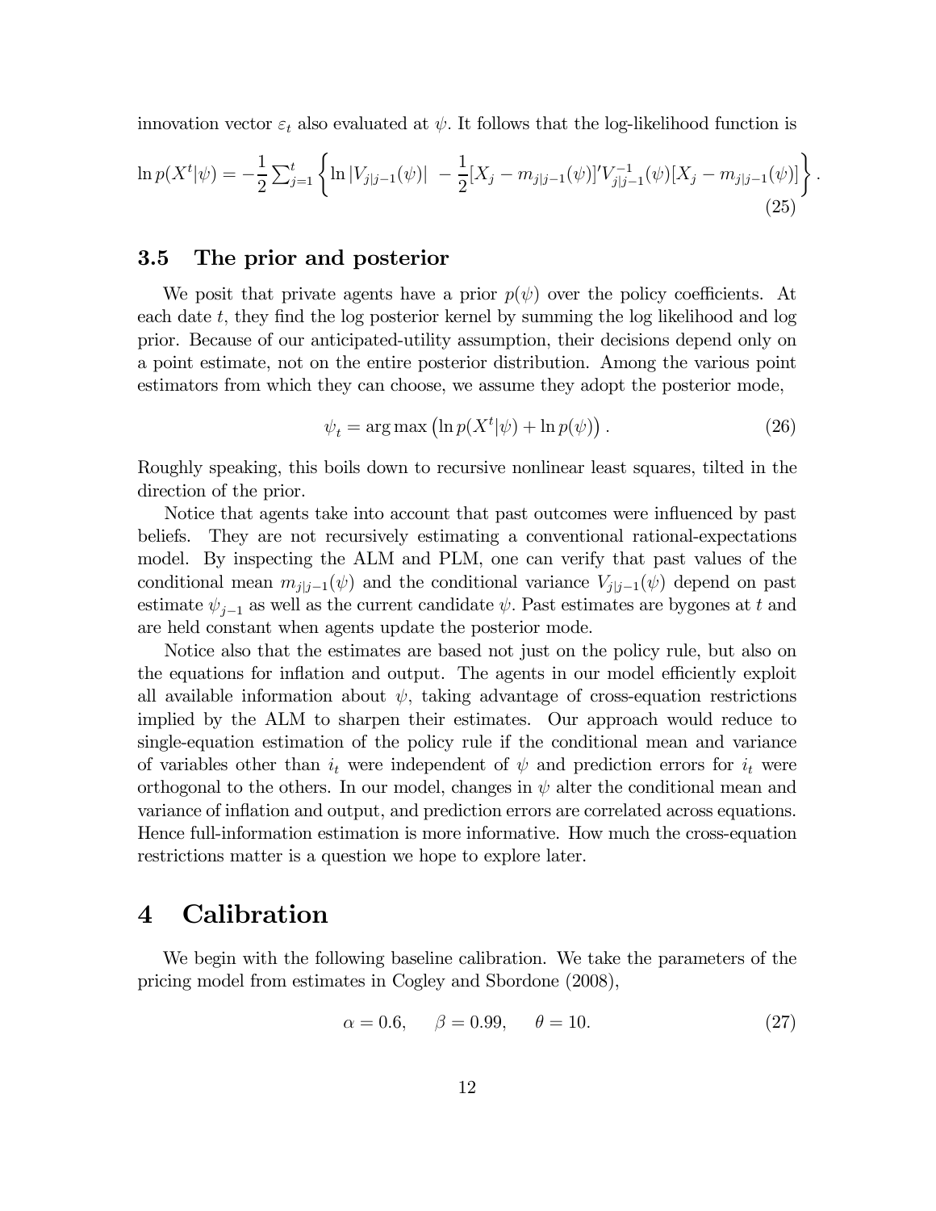innovation vector $\varepsilon_t$ also evaluated at $\psi$. It follows that the log-likelihood function is

$$\ln p(X^t|\psi) = -\frac{1}{2}\sum_{j=1}^{t}\left\{\ln|V_{j|j-1}(\psi)| \; -\frac{1}{2}[X_j - m_{j|j-1}(\psi)]'V_{j|j-1}^{-1}(\psi)[X_j - m_{j|j-1}(\psi)]\right\}. \tag{25}$$

## 3.5 The prior and posterior

We posit that private agents have a prior $p(\psi)$ over the policy coefficients. At each date $t$, they find the log posterior kernel by summing the log likelihood and log prior. Because of our anticipated-utility assumption, their decisions depend only on a point estimate, not on the entire posterior distribution. Among the various point estimators from which they can choose, we assume they adopt the posterior mode,

$$\psi_t = \arg\max\left(\ln p(X^t|\psi) + \ln p(\psi)\right). \tag{26}$$

Roughly speaking, this boils down to recursive nonlinear least squares, tilted in the direction of the prior.

Notice that agents take into account that past outcomes were influenced by past beliefs. They are not recursively estimating a conventional rational-expectations model. By inspecting the ALM and PLM, one can verify that past values of the conditional mean $m_{j|j-1}(\psi)$ and the conditional variance $V_{j|j-1}(\psi)$ depend on past estimate $\psi_{j-1}$ as well as the current candidate $\psi$. Past estimates are bygones at $t$ and are held constant when agents update the posterior mode.

Notice also that the estimates are based not just on the policy rule, but also on the equations for inflation and output. The agents in our model efficiently exploit all available information about $\psi$, taking advantage of cross-equation restrictions implied by the ALM to sharpen their estimates. Our approach would reduce to single-equation estimation of the policy rule if the conditional mean and variance of variables other than $i_t$ were independent of $\psi$ and prediction errors for $i_t$ were orthogonal to the others. In our model, changes in $\psi$ alter the conditional mean and variance of inflation and output, and prediction errors are correlated across equations. Hence full-information estimation is more informative. How much the cross-equation restrictions matter is a question we hope to explore later.

# 4 Calibration

We begin with the following baseline calibration. We take the parameters of the pricing model from estimates in Cogley and Sbordone (2008),

$$\alpha = 0.6, \quad \beta = 0.99, \quad \theta = 10. \tag{27}$$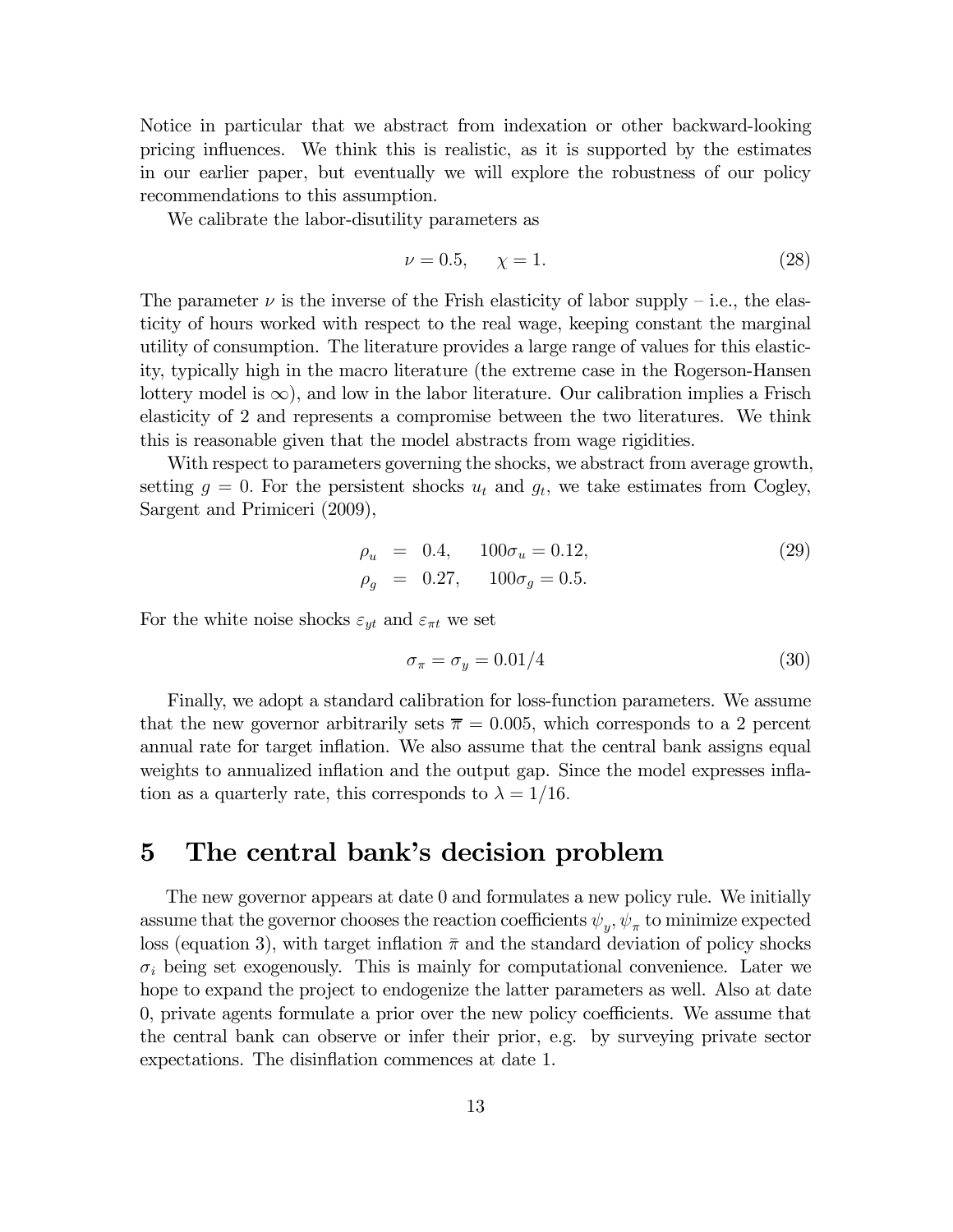Notice in particular that we abstract from indexation or other backward-looking pricing influences. We think this is realistic, as it is supported by the estimates in our earlier paper, but eventually we will explore the robustness of our policy recommendations to this assumption.

We calibrate the labor-disutility parameters as

$$\nu = 0.5, \quad \chi = 1. \tag{28}$$

The parameter $\nu$ is the inverse of the Frish elasticity of labor supply – i.e., the elasticity of hours worked with respect to the real wage, keeping constant the marginal utility of consumption. The literature provides a large range of values for this elasticity, typically high in the macro literature (the extreme case in the Rogerson-Hansen lottery model is $\infty$), and low in the labor literature. Our calibration implies a Frisch elasticity of 2 and represents a compromise between the two literatures. We think this is reasonable given that the model abstracts from wage rigidities.

With respect to parameters governing the shocks, we abstract from average growth, setting $g = 0$. For the persistent shocks $u_t$ and $g_t$, we take estimates from Cogley, Sargent and Primiceri (2009),

$$\begin{aligned} \rho_u &= 0.4, \quad 100\sigma_u = 0.12, \\ \rho_g &= 0.27, \quad 100\sigma_g = 0.5. \end{aligned} \tag{29}$$

For the white noise shocks $\varepsilon_{yt}$ and $\varepsilon_{\pi t}$ we set

$$\sigma_\pi = \sigma_y = 0.01/4 \tag{30}$$

Finally, we adopt a standard calibration for loss-function parameters. We assume that the new governor arbitrarily sets $\overline{\pi} = 0.005$, which corresponds to a 2 percent annual rate for target inflation. We also assume that the central bank assigns equal weights to annualized inflation and the output gap. Since the model expresses inflation as a quarterly rate, this corresponds to $\lambda = 1/16$.

# 5 The central bank's decision problem

The new governor appears at date 0 and formulates a new policy rule. We initially assume that the governor chooses the reaction coefficients $\psi_y, \psi_\pi$ to minimize expected loss (equation 3), with target inflation $\bar{\pi}$ and the standard deviation of policy shocks $\sigma_i$ being set exogenously. This is mainly for computational convenience. Later we hope to expand the project to endogenize the latter parameters as well. Also at date 0, private agents formulate a prior over the new policy coefficients. We assume that the central bank can observe or infer their prior, e.g. by surveying private sector expectations. The disinflation commences at date 1.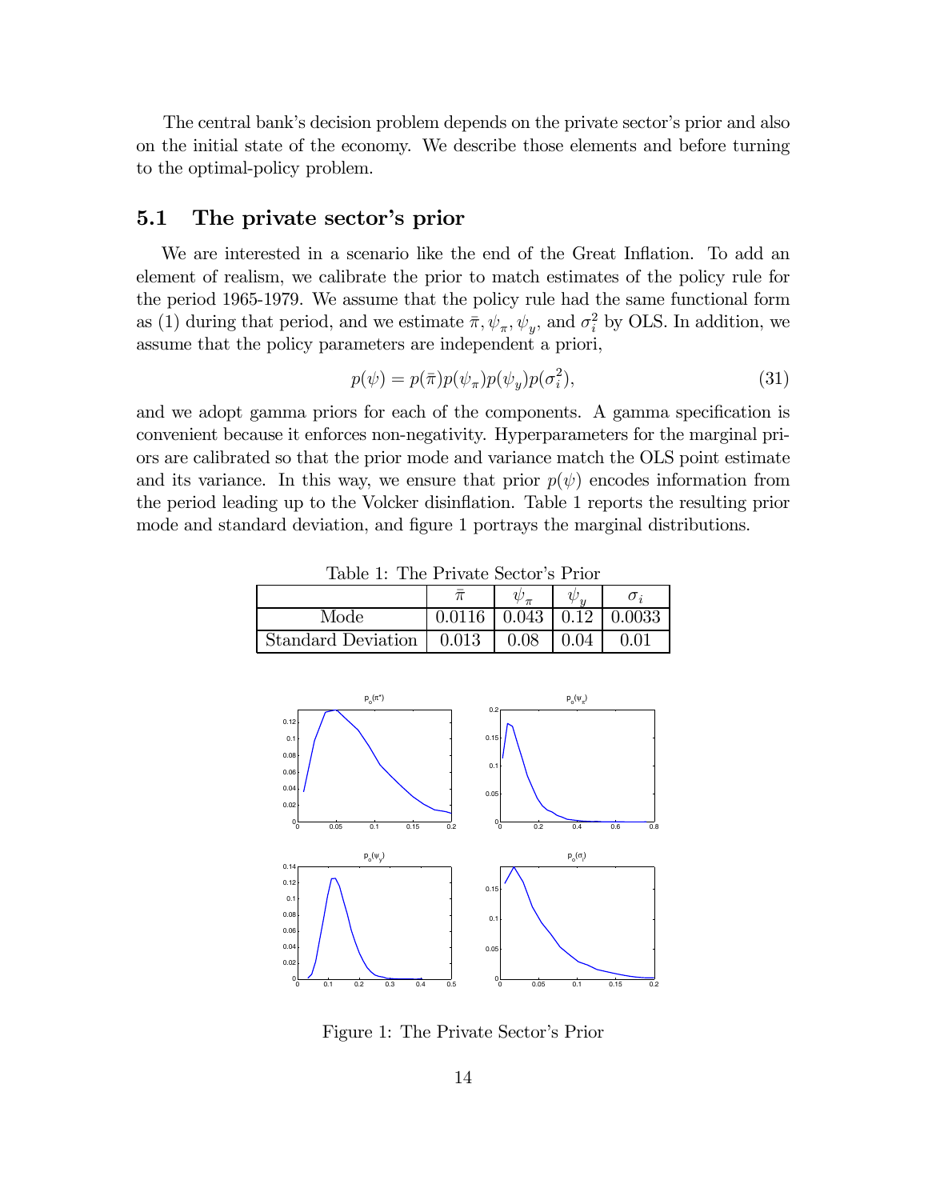The central bank's decision problem depends on the private sector's prior and also on the initial state of the economy. We describe those elements and before turning to the optimal-policy problem.

## 5.1 The private sector's prior

We are interested in a scenario like the end of the Great Inflation. To add an element of realism, we calibrate the prior to match estimates of the policy rule for the period 1965-1979. We assume that the policy rule had the same functional form as (1) during that period, and we estimate $\bar{\pi}, \psi_\pi, \psi_y$, and $\sigma_i^2$ by OLS. In addition, we assume that the policy parameters are independent a priori,

$$p(\psi) = p(\bar{\pi})p(\psi_\pi)p(\psi_y)p(\sigma_i^2), \tag{31}$$

and we adopt gamma priors for each of the components. A gamma specification is convenient because it enforces non-negativity. Hyperparameters for the marginal priors are calibrated so that the prior mode and variance match the OLS point estimate and its variance. In this way, we ensure that prior $p(\psi)$ encodes information from the period leading up to the Volcker disinflation. Table 1 reports the resulting prior mode and standard deviation, and figure 1 portrays the marginal distributions.

Table 1: The Private Sector's Prior

| | $\bar{\pi}$ | $\psi_\pi$ | $\psi_y$ | $\sigma_i$ |
|---|---|---|---|---|
| Mode | 0.0116 | 0.043 | 0.12 | 0.0033 |
| Standard Deviation | 0.013 | 0.08 | 0.04 | 0.01 |

Figure 1: The Private Sector's Prior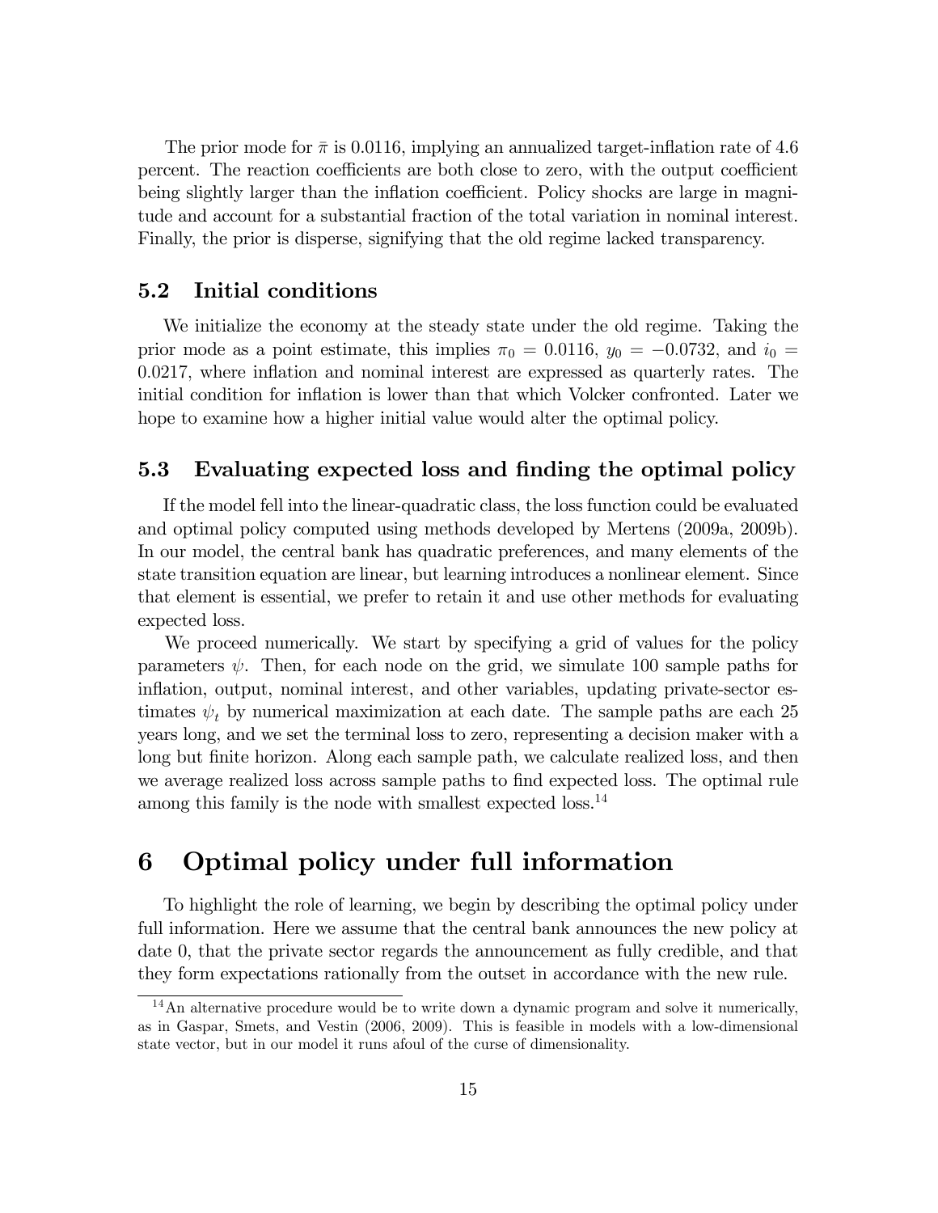The prior mode for $\bar{\pi}$ is 0.0116, implying an annualized target-inflation rate of 4.6 percent. The reaction coefficients are both close to zero, with the output coefficient being slightly larger than the inflation coefficient. Policy shocks are large in magnitude and account for a substantial fraction of the total variation in nominal interest. Finally, the prior is disperse, signifying that the old regime lacked transparency.

## 5.2 Initial conditions

We initialize the economy at the steady state under the old regime. Taking the prior mode as a point estimate, this implies $\pi_0 = 0.0116$, $y_0 = -0.0732$, and $i_0 = 0.0217$, where inflation and nominal interest are expressed as quarterly rates. The initial condition for inflation is lower than that which Volcker confronted. Later we hope to examine how a higher initial value would alter the optimal policy.

## 5.3 Evaluating expected loss and finding the optimal policy

If the model fell into the linear-quadratic class, the loss function could be evaluated and optimal policy computed using methods developed by Mertens (2009a, 2009b). In our model, the central bank has quadratic preferences, and many elements of the state transition equation are linear, but learning introduces a nonlinear element. Since that element is essential, we prefer to retain it and use other methods for evaluating expected loss.

We proceed numerically. We start by specifying a grid of values for the policy parameters $\psi$. Then, for each node on the grid, we simulate 100 sample paths for inflation, output, nominal interest, and other variables, updating private-sector estimates $\psi_t$ by numerical maximization at each date. The sample paths are each 25 years long, and we set the terminal loss to zero, representing a decision maker with a long but finite horizon. Along each sample path, we calculate realized loss, and then we average realized loss across sample paths to find expected loss. The optimal rule among this family is the node with smallest expected loss.[14]

# 6 Optimal policy under full information

To highlight the role of learning, we begin by describing the optimal policy under full information. Here we assume that the central bank announces the new policy at date 0, that the private sector regards the announcement as fully credible, and that they form expectations rationally from the outset in accordance with the new rule.

[14] An alternative procedure would be to write down a dynamic program and solve it numerically, as in Gaspar, Smets, and Vestin (2006, 2009). This is feasible in models with a low-dimensional state vector, but in our model it runs afoul of the curse of dimensionality.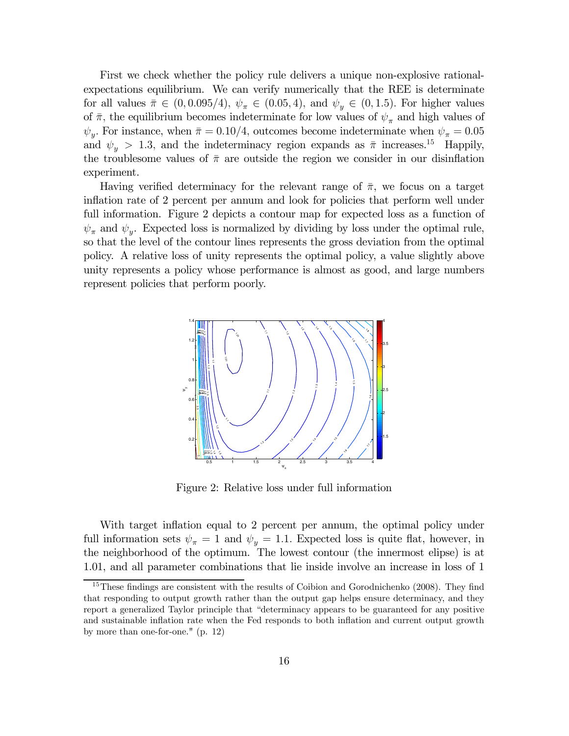First we check whether the policy rule delivers a unique non-explosive rational-expectations equilibrium. We can verify numerically that the REE is determinate for all values $\bar{\pi} \in (0, 0.095/4)$, $\psi_\pi \in (0.05, 4)$, and $\psi_y \in (0, 1.5)$. For higher values of $\bar{\pi}$, the equilibrium becomes indeterminate for low values of $\psi_\pi$ and high values of $\psi_y$. For instance, when $\bar{\pi} = 0.10/4$, outcomes become indeterminate when $\psi_\pi = 0.05$ and $\psi_y > 1.3$, and the indeterminacy region expands as $\bar{\pi}$ increases.[15] Happily, the troublesome values of $\bar{\pi}$ are outside the region we consider in our disinflation experiment.

Having verified determinacy for the relevant range of $\bar{\pi}$, we focus on a target inflation rate of 2 percent per annum and look for policies that perform well under full information. Figure 2 depicts a contour map for expected loss as a function of $\psi_\pi$ and $\psi_y$. Expected loss is normalized by dividing by loss under the optimal rule, so that the level of the contour lines represents the gross deviation from the optimal policy. A relative loss of unity represents the optimal policy, a value slightly above unity represents a policy whose performance is almost as good, and large numbers represent policies that perform poorly.

Figure 2: Relative loss under full information

With target inflation equal to 2 percent per annum, the optimal policy under full information sets $\psi_\pi = 1$ and $\psi_y = 1.1$. Expected loss is quite flat, however, in the neighborhood of the optimum. The lowest contour (the innermost elipse) is at 1.01, and all parameter combinations that lie inside involve an increase in loss of 1

[15] These findings are consistent with the results of Coibion and Gorodnichenko (2008). They find that responding to output growth rather than the output gap helps ensure determinacy, and they report a generalized Taylor principle that "determinacy appears to be guaranteed for any positive and sustainable inflation rate when the Fed responds to both inflation and current output growth by more than one-for-one." (p. 12)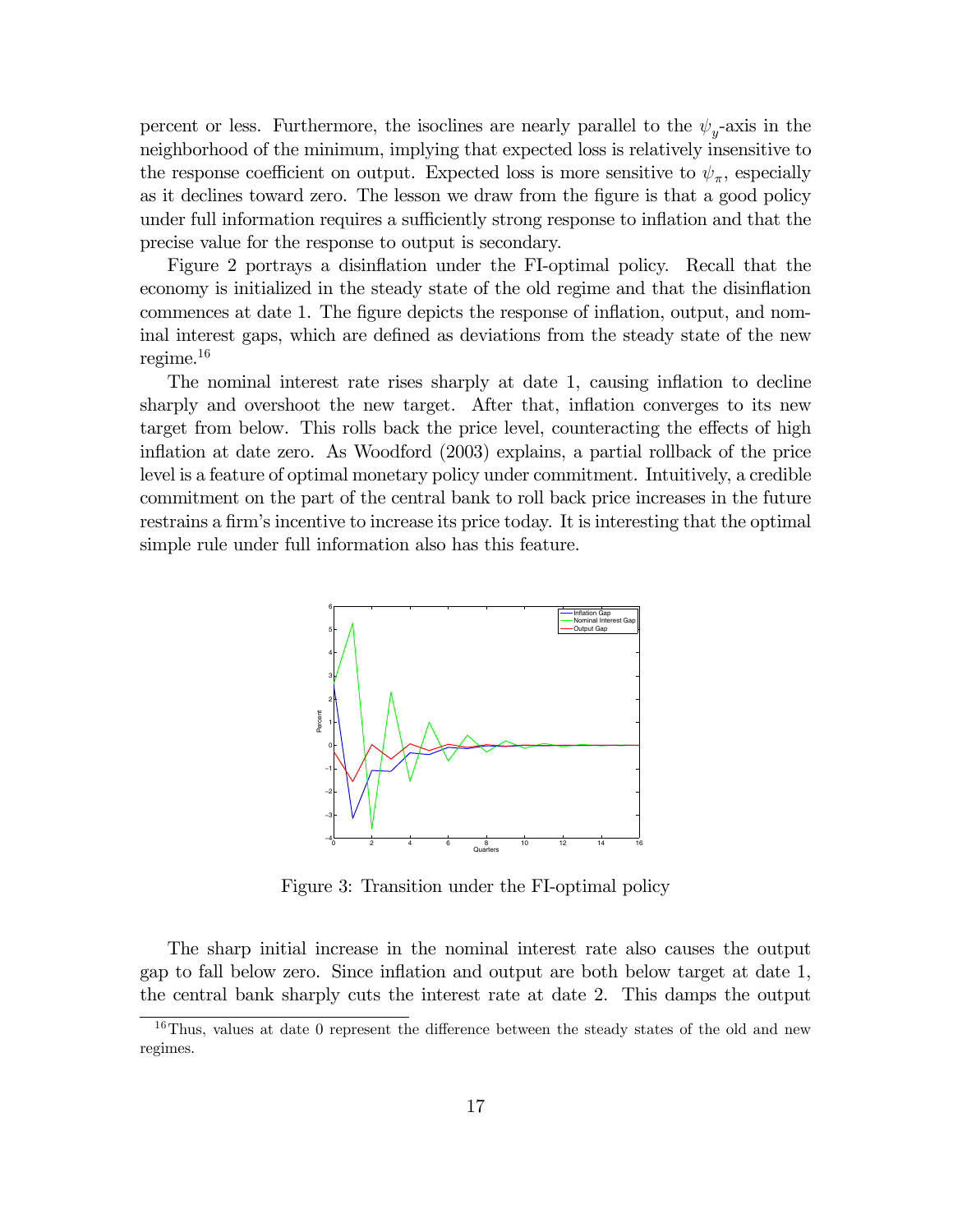percent or less. Furthermore, the isoclines are nearly parallel to the $\psi_y$-axis in the neighborhood of the minimum, implying that expected loss is relatively insensitive to the response coefficient on output. Expected loss is more sensitive to $\psi_\pi$, especially as it declines toward zero. The lesson we draw from the figure is that a good policy under full information requires a sufficiently strong response to inflation and that the precise value for the response to output is secondary.

Figure 2 portrays a disinflation under the FI-optimal policy. Recall that the economy is initialized in the steady state of the old regime and that the disinflation commences at date 1. The figure depicts the response of inflation, output, and nominal interest gaps, which are defined as deviations from the steady state of the new regime.[16]

The nominal interest rate rises sharply at date 1, causing inflation to decline sharply and overshoot the new target. After that, inflation converges to its new target from below. This rolls back the price level, counteracting the effects of high inflation at date zero. As Woodford (2003) explains, a partial rollback of the price level is a feature of optimal monetary policy under commitment. Intuitively, a credible commitment on the part of the central bank to roll back price increases in the future restrains a firm's incentive to increase its price today. It is interesting that the optimal simple rule under full information also has this feature.

Figure 3: Transition under the FI-optimal policy

The sharp initial increase in the nominal interest rate also causes the output gap to fall below zero. Since inflation and output are both below target at date 1, the central bank sharply cuts the interest rate at date 2. This damps the output

[16] Thus, values at date 0 represent the difference between the steady states of the old and new regimes.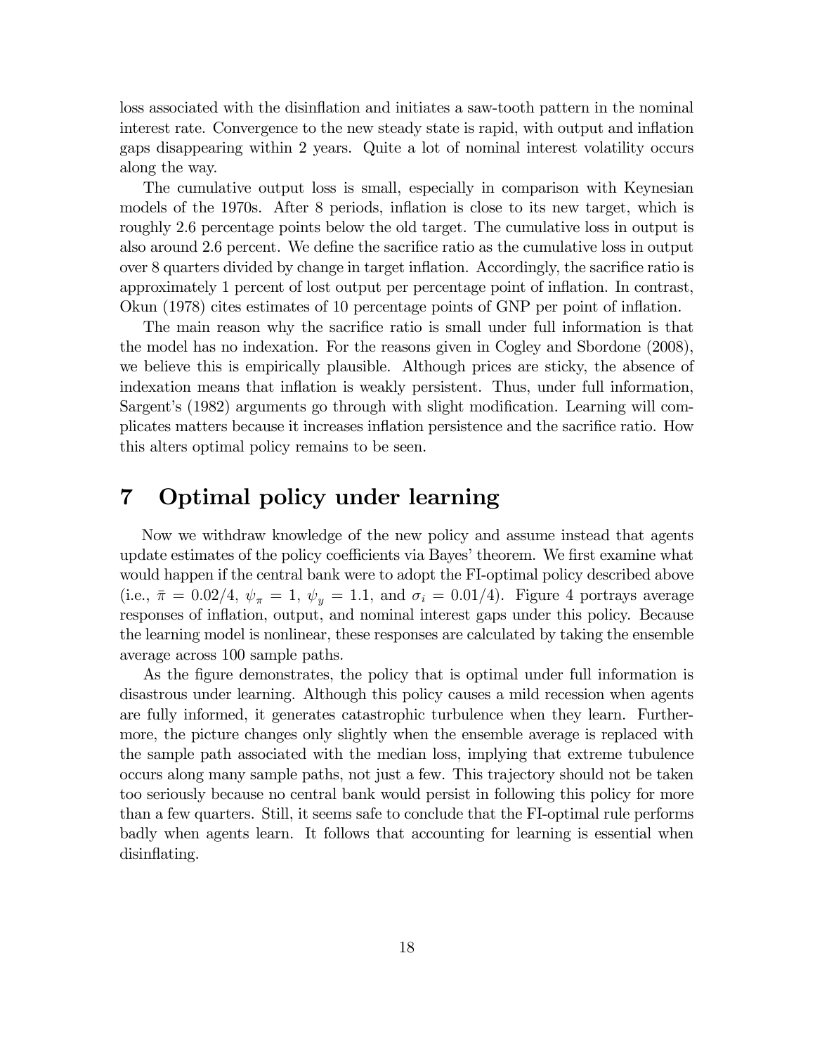loss associated with the disinflation and initiates a saw-tooth pattern in the nominal interest rate. Convergence to the new steady state is rapid, with output and inflation gaps disappearing within 2 years. Quite a lot of nominal interest volatility occurs along the way.

The cumulative output loss is small, especially in comparison with Keynesian models of the 1970s. After 8 periods, inflation is close to its new target, which is roughly 2.6 percentage points below the old target. The cumulative loss in output is also around 2.6 percent. We define the sacrifice ratio as the cumulative loss in output over 8 quarters divided by change in target inflation. Accordingly, the sacrifice ratio is approximately 1 percent of lost output per percentage point of inflation. In contrast, Okun (1978) cites estimates of 10 percentage points of GNP per point of inflation.

The main reason why the sacrifice ratio is small under full information is that the model has no indexation. For the reasons given in Cogley and Sbordone (2008), we believe this is empirically plausible. Although prices are sticky, the absence of indexation means that inflation is weakly persistent. Thus, under full information, Sargent's (1982) arguments go through with slight modification. Learning will complicates matters because it increases inflation persistence and the sacrifice ratio. How this alters optimal policy remains to be seen.

# 7 Optimal policy under learning

Now we withdraw knowledge of the new policy and assume instead that agents update estimates of the policy coefficients via Bayes' theorem. We first examine what would happen if the central bank were to adopt the FI-optimal policy described above (i.e., $\bar{\pi} = 0.02/4$, $\psi_{\pi} = 1$, $\psi_{y} = 1.1$, and $\sigma_{i} = 0.01/4$). Figure 4 portrays average responses of inflation, output, and nominal interest gaps under this policy. Because the learning model is nonlinear, these responses are calculated by taking the ensemble average across 100 sample paths.

As the figure demonstrates, the policy that is optimal under full information is disastrous under learning. Although this policy causes a mild recession when agents are fully informed, it generates catastrophic turbulence when they learn. Furthermore, the picture changes only slightly when the ensemble average is replaced with the sample path associated with the median loss, implying that extreme tubulence occurs along many sample paths, not just a few. This trajectory should not be taken too seriously because no central bank would persist in following this policy for more than a few quarters. Still, it seems safe to conclude that the FI-optimal rule performs badly when agents learn. It follows that accounting for learning is essential when disinflating.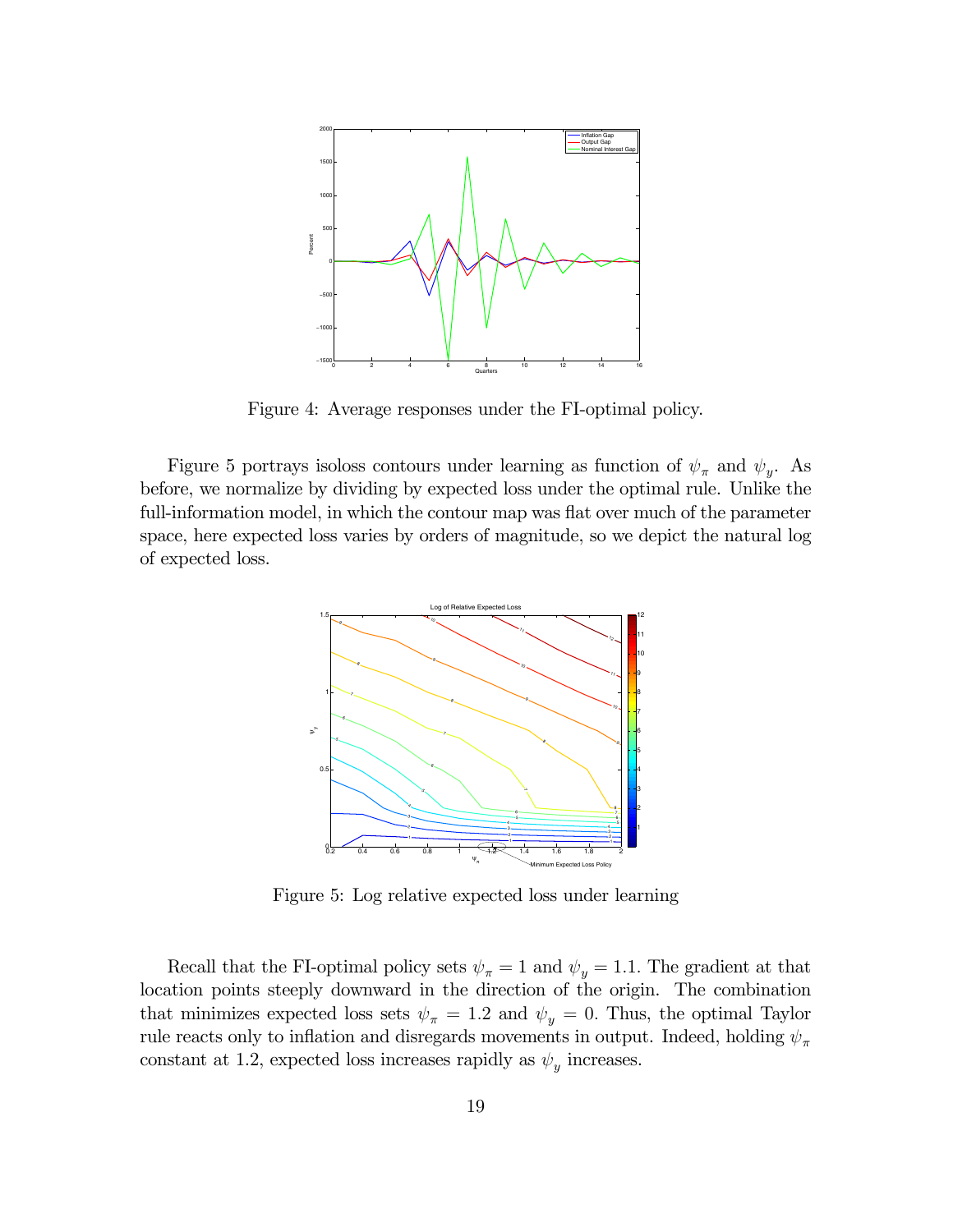Figure 4: Average responses under the FI-optimal policy.

Figure 5 portrays isoloss contours under learning as function of $\psi_\pi$ and $\psi_y$. As before, we normalize by dividing by expected loss under the optimal rule. Unlike the full-information model, in which the contour map was flat over much of the parameter space, here expected loss varies by orders of magnitude, so we depict the natural log of expected loss.

Figure 5: Log relative expected loss under learning

Recall that the FI-optimal policy sets $\psi_\pi = 1$ and $\psi_y = 1.1$. The gradient at that location points steeply downward in the direction of the origin. The combination that minimizes expected loss sets $\psi_\pi = 1.2$ and $\psi_y = 0$. Thus, the optimal Taylor rule reacts only to inflation and disregards movements in output. Indeed, holding $\psi_\pi$ constant at 1.2, expected loss increases rapidly as $\psi_y$ increases.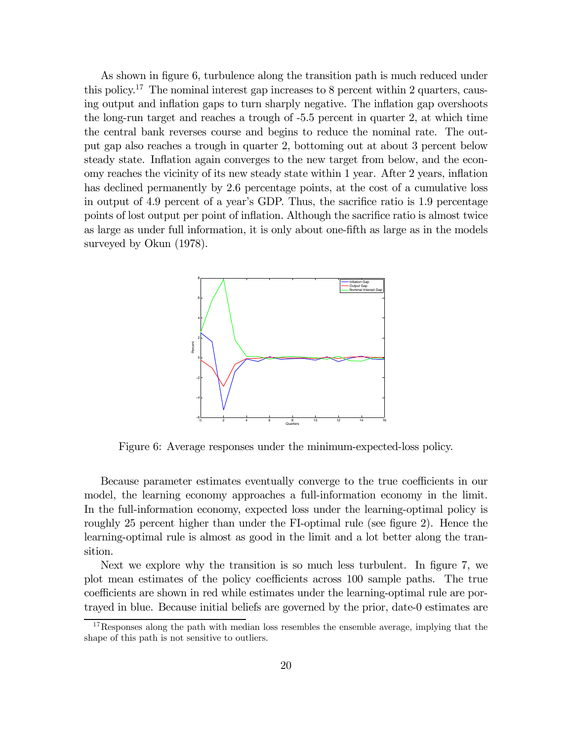As shown in figure 6, turbulence along the transition path is much reduced under this policy.[17] The nominal interest gap increases to 8 percent within 2 quarters, causing output and inflation gaps to turn sharply negative. The inflation gap overshoots the long-run target and reaches a trough of -5.5 percent in quarter 2, at which time the central bank reverses course and begins to reduce the nominal rate. The output gap also reaches a trough in quarter 2, bottoming out at about 3 percent below steady state. Inflation again converges to the new target from below, and the economy reaches the vicinity of its new steady state within 1 year. After 2 years, inflation has declined permanently by 2.6 percentage points, at the cost of a cumulative loss in output of 4.9 percent of a year's GDP. Thus, the sacrifice ratio is 1.9 percentage points of lost output per point of inflation. Although the sacrifice ratio is almost twice as large as under full information, it is only about one-fifth as large as in the models surveyed by Okun (1978).

Figure 6: Average responses under the minimum-expected-loss policy.

Because parameter estimates eventually converge to the true coefficients in our model, the learning economy approaches a full-information economy in the limit. In the full-information economy, expected loss under the learning-optimal policy is roughly 25 percent higher than under the FI-optimal rule (see figure 2). Hence the learning-optimal rule is almost as good in the limit and a lot better along the transition.

Next we explore why the transition is so much less turbulent. In figure 7, we plot mean estimates of the policy coefficients across 100 sample paths. The true coefficients are shown in red while estimates under the learning-optimal rule are portrayed in blue. Because initial beliefs are governed by the prior, date-0 estimates are

[17] Responses along the path with median loss resembles the ensemble average, implying that the shape of this path is not sensitive to outliers.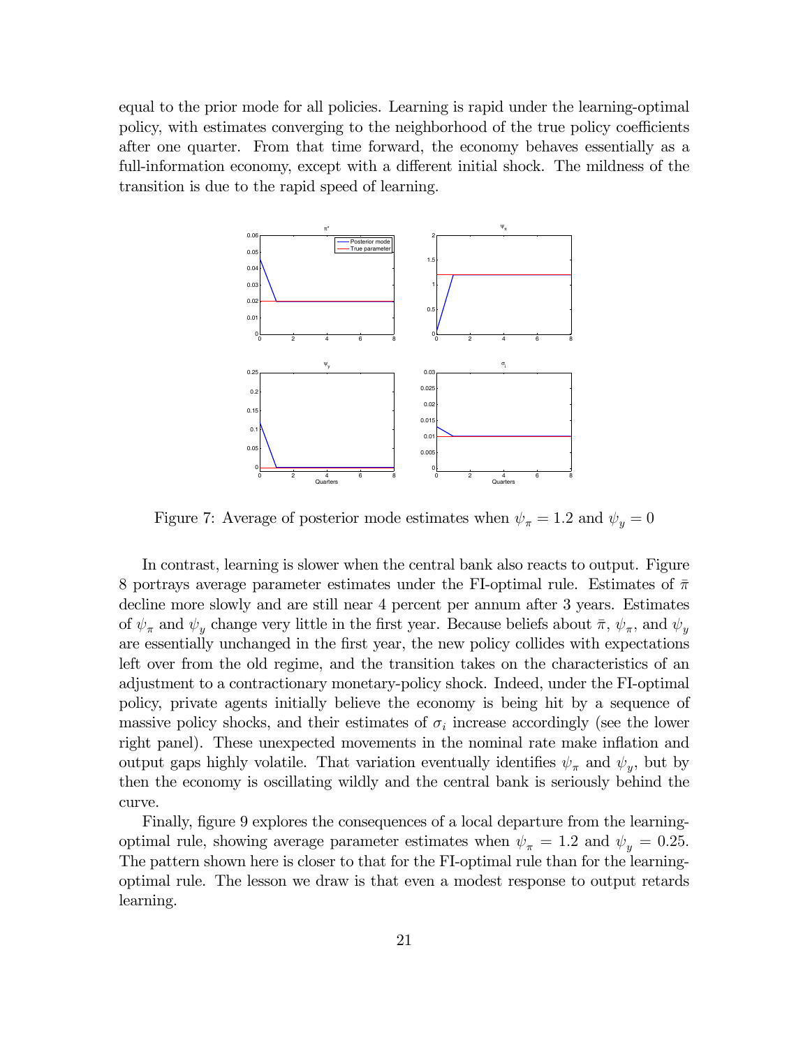equal to the prior mode for all policies. Learning is rapid under the learning-optimal policy, with estimates converging to the neighborhood of the true policy coefficients after one quarter. From that time forward, the economy behaves essentially as a full-information economy, except with a different initial shock. The mildness of the transition is due to the rapid speed of learning.

Figure 7: Average of posterior mode estimates when $\psi_\pi = 1.2$ and $\psi_y = 0$

In contrast, learning is slower when the central bank also reacts to output. Figure 8 portrays average parameter estimates under the FI-optimal rule. Estimates of $\bar{\pi}$ decline more slowly and are still near 4 percent per annum after 3 years. Estimates of $\psi_\pi$ and $\psi_y$ change very little in the first year. Because beliefs about $\bar{\pi}$, $\psi_\pi$, and $\psi_y$ are essentially unchanged in the first year, the new policy collides with expectations left over from the old regime, and the transition takes on the characteristics of an adjustment to a contractionary monetary-policy shock. Indeed, under the FI-optimal policy, private agents initially believe the economy is being hit by a sequence of massive policy shocks, and their estimates of $\sigma_i$ increase accordingly (see the lower right panel). These unexpected movements in the nominal rate make inflation and output gaps highly volatile. That variation eventually identifies $\psi_\pi$ and $\psi_y$, but by then the economy is oscillating wildly and the central bank is seriously behind the curve.

Finally, figure 9 explores the consequences of a local departure from the learning-optimal rule, showing average parameter estimates when $\psi_\pi = 1.2$ and $\psi_y = 0.25$. The pattern shown here is closer to that for the FI-optimal rule than for the learning-optimal rule. The lesson we draw is that even a modest response to output retards learning.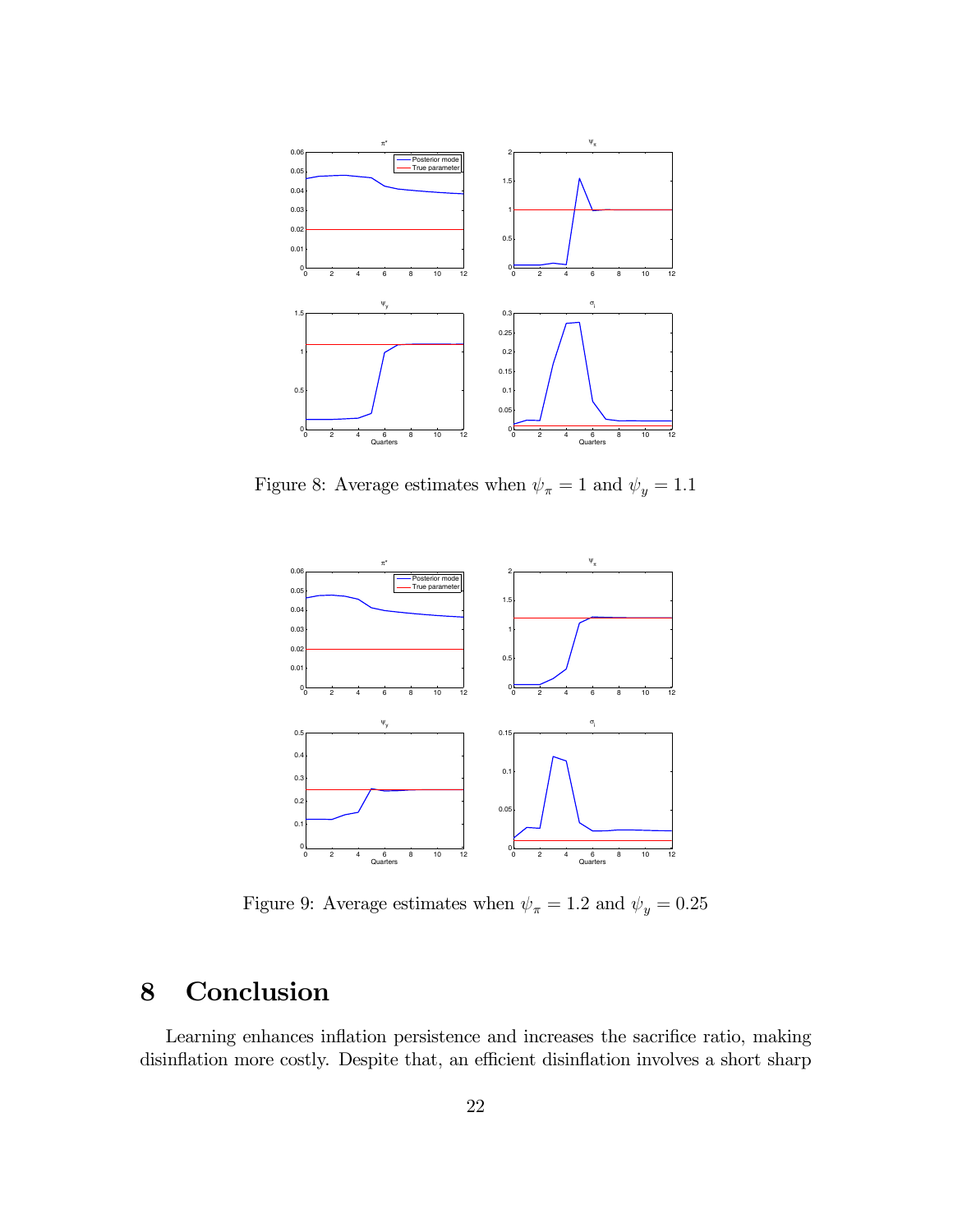Figure 8: Average estimates when $\psi_\pi = 1$ and $\psi_y = 1.1$

Figure 9: Average estimates when $\psi_\pi = 1.2$ and $\psi_y = 0.25$

# 8 Conclusion

Learning enhances inflation persistence and increases the sacrifice ratio, making disinflation more costly. Despite that, an efficient disinflation involves a short sharp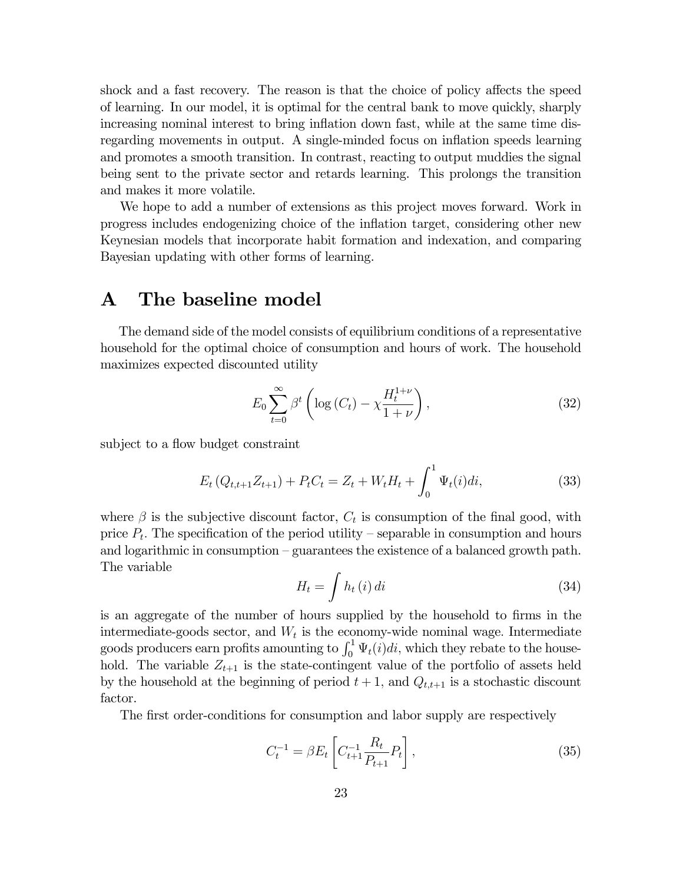shock and a fast recovery. The reason is that the choice of policy affects the speed of learning. In our model, it is optimal for the central bank to move quickly, sharply increasing nominal interest to bring inflation down fast, while at the same time disregarding movements in output. A single-minded focus on inflation speeds learning and promotes a smooth transition. In contrast, reacting to output muddies the signal being sent to the private sector and retards learning. This prolongs the transition and makes it more volatile.

We hope to add a number of extensions as this project moves forward. Work in progress includes endogenizing choice of the inflation target, considering other new Keynesian models that incorporate habit formation and indexation, and comparing Bayesian updating with other forms of learning.

# A The baseline model

The demand side of the model consists of equilibrium conditions of a representative household for the optimal choice of consumption and hours of work. The household maximizes expected discounted utility

$$E_0 \sum_{t=0}^{\infty} \beta^t \left( \log (C_t) - \chi \frac{H_t^{1+\nu}}{1+\nu} \right), \tag{32}$$

subject to a flow budget constraint

$$E_t \left( Q_{t,t+1} Z_{t+1} \right) + P_t C_t = Z_t + W_t H_t + \int_0^1 \Psi_t(i) di, \tag{33}$$

where $\beta$ is the subjective discount factor, $C_t$ is consumption of the final good, with price $P_t$. The specification of the period utility – separable in consumption and hours and logarithmic in consumption – guarantees the existence of a balanced growth path. The variable

$$H_t = \int h_t(i)\, di \tag{34}$$

is an aggregate of the number of hours supplied by the household to firms in the intermediate-goods sector, and $W_t$ is the economy-wide nominal wage. Intermediate goods producers earn profits amounting to $\int_0^1 \Psi_t(i)di$, which they rebate to the household. The variable $Z_{t+1}$ is the state-contingent value of the portfolio of assets held by the household at the beginning of period $t+1$, and $Q_{t,t+1}$ is a stochastic discount factor.

The first order-conditions for consumption and labor supply are respectively

$$C_t^{-1} = \beta E_t \left[ C_{t+1}^{-1} \frac{R_t}{P_{t+1}} P_t \right], \tag{35}$$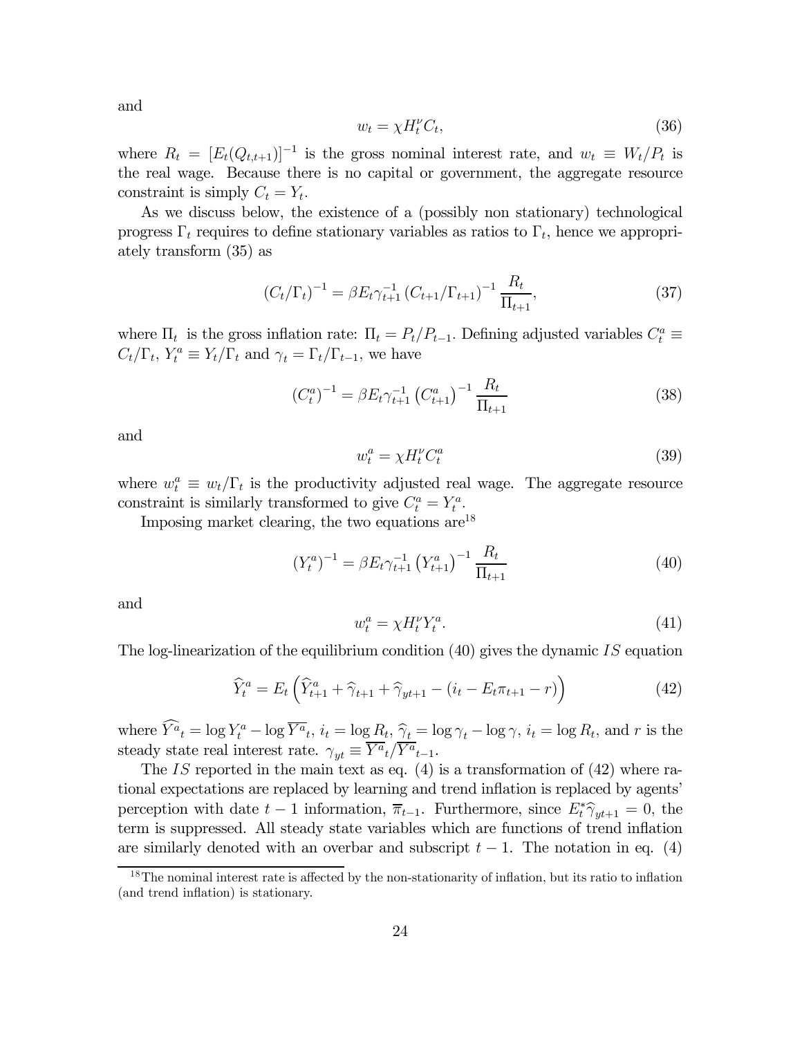and

$$w_t = \chi H_t^{\nu} C_t, \tag{36}$$

where $R_t = [E_t(Q_{t,t+1})]^{-1}$ is the gross nominal interest rate, and $w_t \equiv W_t/P_t$ is the real wage. Because there is no capital or government, the aggregate resource constraint is simply $C_t = Y_t$.

As we discuss below, the existence of a (possibly non stationary) technological progress $\Gamma_t$ requires to define stationary variables as ratios to $\Gamma_t$, hence we appropriately transform (35) as

$$(C_t/\Gamma_t)^{-1} = \beta E_t \gamma_{t+1}^{-1} (C_{t+1}/\Gamma_{t+1})^{-1} \frac{R_t}{\Pi_{t+1}}, \tag{37}$$

where $\Pi_t$ is the gross inflation rate: $\Pi_t = P_t/P_{t-1}$. Defining adjusted variables $C_t^a \equiv C_t/\Gamma_t$, $Y_t^a \equiv Y_t/\Gamma_t$ and $\gamma_t = \Gamma_t/\Gamma_{t-1}$, we have

$$(C_t^a)^{-1} = \beta E_t \gamma_{t+1}^{-1} \left(C_{t+1}^a\right)^{-1} \frac{R_t}{\Pi_{t+1}} \tag{38}$$

and

$$w_t^a = \chi H_t^{\nu} C_t^a \tag{39}$$

where $w_t^a \equiv w_t/\Gamma_t$ is the productivity adjusted real wage. The aggregate resource constraint is similarly transformed to give $C_t^a = Y_t^a$.

Imposing market clearing, the two equations are[18]

$$(Y_t^a)^{-1} = \beta E_t \gamma_{t+1}^{-1} \left(Y_{t+1}^a\right)^{-1} \frac{R_t}{\Pi_{t+1}} \tag{40}$$

and

$$w_t^a = \chi H_t^{\nu} Y_t^a. \tag{41}$$

The log-linearization of the equilibrium condition (40) gives the dynamic $IS$ equation

$$\widehat{Y}_t^a = E_t \left( \widehat{Y}_{t+1}^a + \widehat{\gamma}_{t+1} + \widehat{\gamma}_{yt+1} - (i_t - E_t \pi_{t+1} - r) \right) \tag{42}$$

where $\widehat{Y^a}_t = \log Y_t^a - \log \overline{Y^a}_t$, $i_t = \log R_t$, $\widehat{\gamma}_t = \log \gamma_t - \log \gamma$, $i_t = \log R_t$, and $r$ is the steady state real interest rate. $\gamma_{yt} \equiv \overline{Y^a}_t / \overline{Y^a}_{t-1}$.

The $IS$ reported in the main text as eq. (4) is a transformation of (42) where rational expectations are replaced by learning and trend inflation is replaced by agents' perception with date $t-1$ information, $\overline{\pi}_{t-1}$. Furthermore, since $E_t^* \widehat{\gamma}_{yt+1} = 0$, the term is suppressed. All steady state variables which are functions of trend inflation are similarly denoted with an overbar and subscript $t-1$. The notation in eq. (4)

[18] The nominal interest rate is affected by the non-stationarity of inflation, but its ratio to inflation (and trend inflation) is stationary.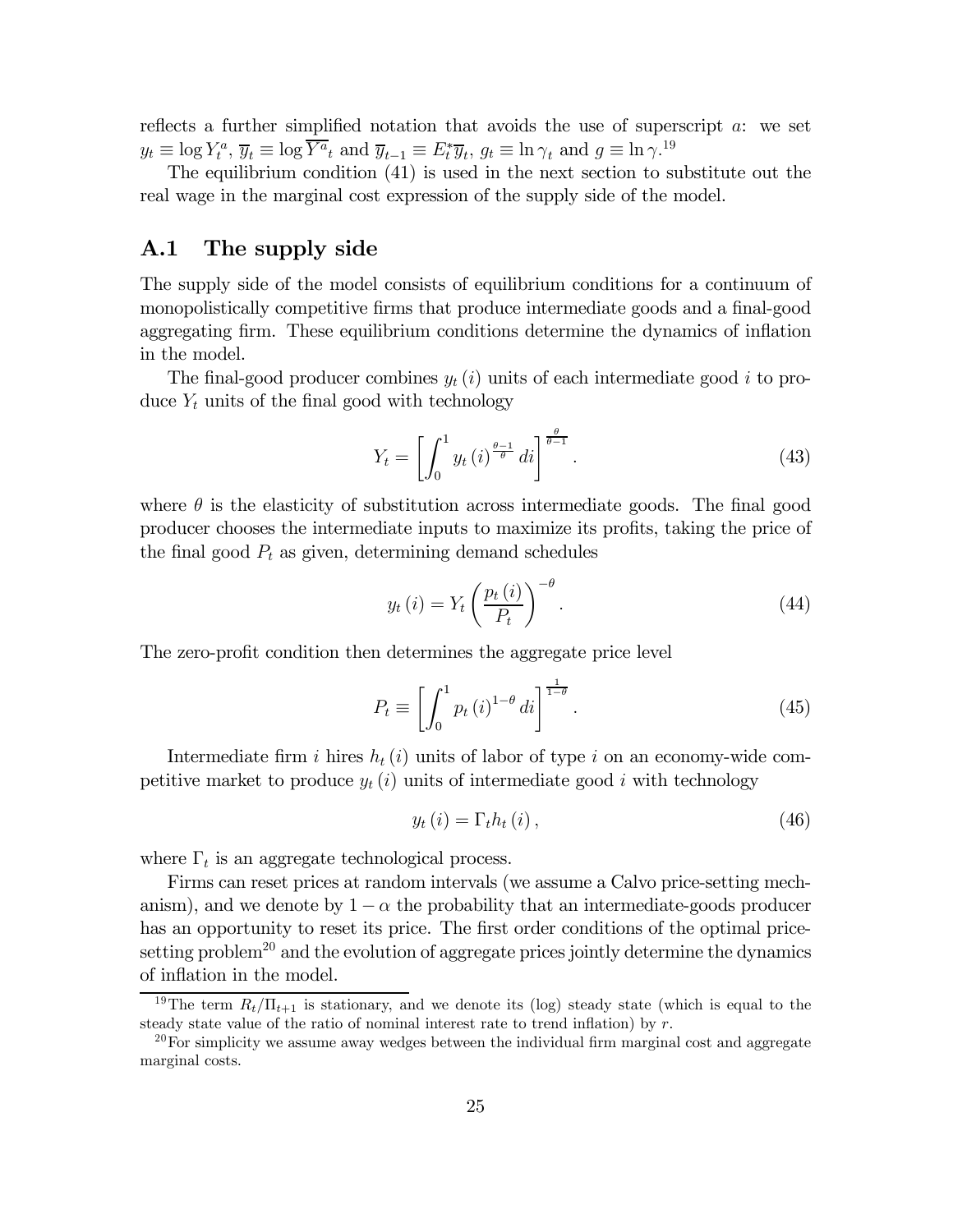reflects a further simplified notation that avoids the use of superscript $a$: we set $y_t \equiv \log Y_t^a$, $\overline{y}_t \equiv \log \overline{Y^a}_t$ and $\overline{y}_{t-1} \equiv E_t^* \overline{y}_t$, $g_t \equiv \ln \gamma_t$ and $g \equiv \ln \gamma$.[19]

The equilibrium condition (41) is used in the next section to substitute out the real wage in the marginal cost expression of the supply side of the model.

## A.1 The supply side

The supply side of the model consists of equilibrium conditions for a continuum of monopolistically competitive firms that produce intermediate goods and a final-good aggregating firm. These equilibrium conditions determine the dynamics of inflation in the model.

The final-good producer combines $y_t(i)$ units of each intermediate good $i$ to produce $Y_t$ units of the final good with technology

$$Y_t = \left[ \int_0^1 y_t(i)^{\frac{\theta-1}{\theta}} di \right]^{\frac{\theta}{\theta-1}}. \tag{43}$$

where $\theta$ is the elasticity of substitution across intermediate goods. The final good producer chooses the intermediate inputs to maximize its profits, taking the price of the final good $P_t$ as given, determining demand schedules

$$y_t(i) = Y_t \left( \frac{p_t(i)}{P_t} \right)^{-\theta}. \tag{44}$$

The zero-profit condition then determines the aggregate price level

$$P_t \equiv \left[ \int_0^1 p_t(i)^{1-\theta} di \right]^{\frac{1}{1-\theta}}. \tag{45}$$

Intermediate firm $i$ hires $h_t(i)$ units of labor of type $i$ on an economy-wide competitive market to produce $y_t(i)$ units of intermediate good $i$ with technology

$$y_t(i) = \Gamma_t h_t(i), \tag{46}$$

where $\Gamma_t$ is an aggregate technological process.

Firms can reset prices at random intervals (we assume a Calvo price-setting mechanism), and we denote by $1-\alpha$ the probability that an intermediate-goods producer has an opportunity to reset its price. The first order conditions of the optimal price-setting problem[20] and the evolution of aggregate prices jointly determine the dynamics of inflation in the model.

[19] The term $R_t/\Pi_{t+1}$ is stationary, and we denote its (log) steady state (which is equal to the steady state value of the ratio of nominal interest rate to trend inflation) by $r$.

[20] For simplicity we assume away wedges between the individual firm marginal cost and aggregate marginal costs.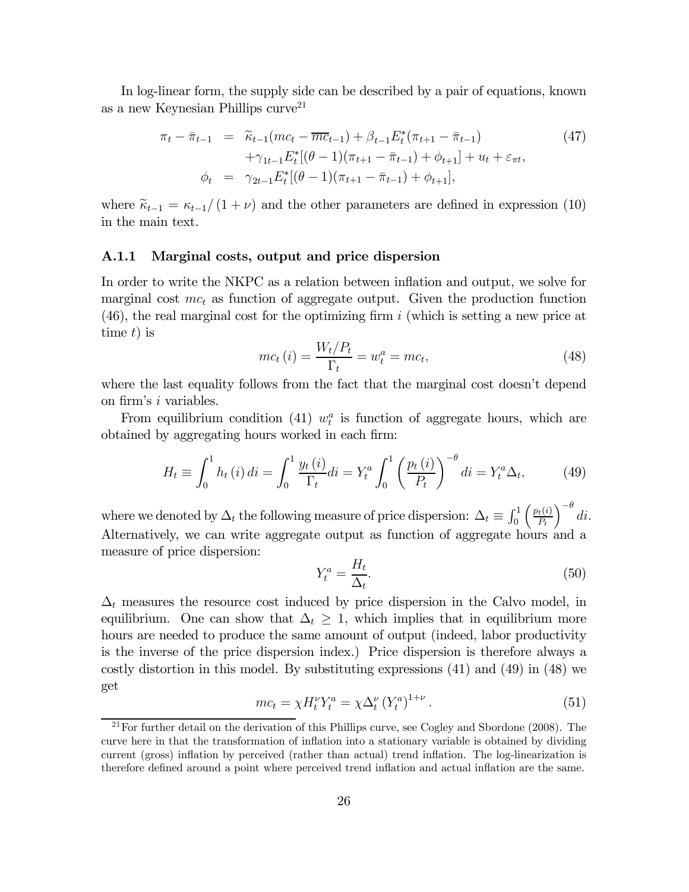In log-linear form, the supply side can be described by a pair of equations, known as a new Keynesian Phillips curve[21]

$$
\begin{aligned}
\pi_t - \bar{\pi}_{t-1} &= \widetilde{\kappa}_{t-1}(mc_t - \overline{mc}_{t-1}) + \beta_{t-1} E_t^*(\pi_{t+1} - \bar{\pi}_{t-1}) \\
&\quad + \gamma_{1t-1} E_t^*[(\theta - 1)(\pi_{t+1} - \bar{\pi}_{t-1}) + \phi_{t+1}] + u_t + \varepsilon_{\pi t}, \\
\phi_t &= \gamma_{2t-1} E_t^*[(\theta - 1)(\pi_{t+1} - \bar{\pi}_{t-1}) + \phi_{t+1}],
\end{aligned} \tag{47}
$$

where $\widetilde{\kappa}_{t-1} = \kappa_{t-1}/(1+\nu)$ and the other parameters are defined in expression (10) in the main text.

### A.1.1 Marginal costs, output and price dispersion

In order to write the NKPC as a relation between inflation and output, we solve for marginal cost $mc_t$ as function of aggregate output. Given the production function (46), the real marginal cost for the optimizing firm $i$ (which is setting a new price at time $t$) is

$$
mc_t(i) = \frac{W_t/P_t}{\Gamma_t} = w_t^a = mc_t, \tag{48}
$$

where the last equality follows from the fact that the marginal cost doesn't depend on firm's $i$ variables.

From equilibrium condition (41) $w_t^a$ is function of aggregate hours, which are obtained by aggregating hours worked in each firm:

$$
H_t \equiv \int_0^1 h_t(i)\, di = \int_0^1 \frac{y_t(i)}{\Gamma_t} di = Y_t^a \int_0^1 \left( \frac{p_t(i)}{P_t} \right)^{-\theta} di = Y_t^a \Delta_t, \tag{49}
$$

where we denoted by $\Delta_t$ the following measure of price dispersion: $\Delta_t \equiv \int_0^1 \left( \frac{p_t(i)}{P_t} \right)^{-\theta} di$. Alternatively, we can write aggregate output as function of aggregate hours and a measure of price dispersion:

$$
Y_t^a = \frac{H_t}{\Delta_t}. \tag{50}
$$

$\Delta_t$ measures the resource cost induced by price dispersion in the Calvo model, in equilibrium. One can show that $\Delta_t \geq 1$, which implies that in equilibrium more hours are needed to produce the same amount of output (indeed, labor productivity is the inverse of the price dispersion index.) Price dispersion is therefore always a costly distortion in this model. By substituting expressions (41) and (49) in (48) we get

$$
mc_t = \chi H_t^{\nu} Y_t^a = \chi \Delta_t^{\nu} (Y_t^a)^{1+\nu}. \tag{51}
$$

[21] For further detail on the derivation of this Phillips curve, see Cogley and Sbordone (2008). The curve here in that the transformation of inflation into a stationary variable is obtained by dividing current (gross) inflation by perceived (rather than actual) trend inflation. The log-linearization is therefore defined around a point where perceived trend inflation and actual inflation are the same.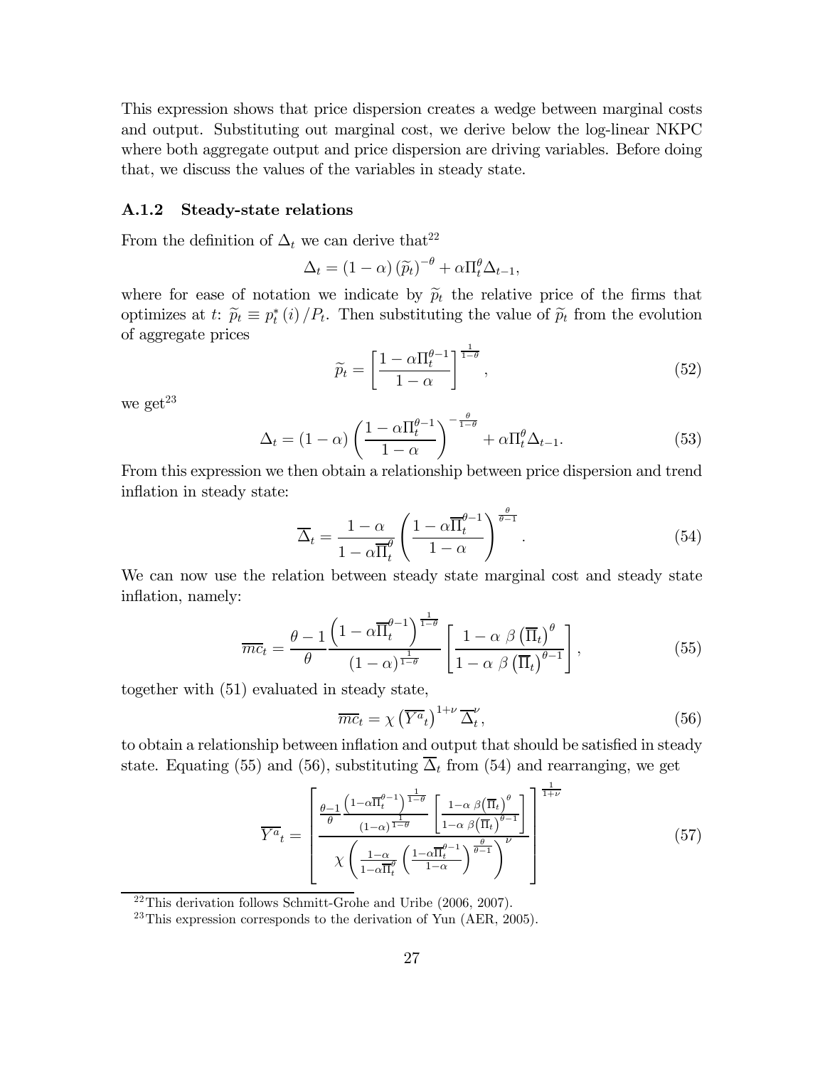This expression shows that price dispersion creates a wedge between marginal costs and output. Substituting out marginal cost, we derive below the log-linear NKPC where both aggregate output and price dispersion are driving variables. Before doing that, we discuss the values of the variables in steady state.

### A.1.2 Steady-state relations

From the definition of $\Delta_t$ we can derive that[22]

$$\Delta_t = (1-\alpha)\left(\widetilde{p}_t\right)^{-\theta} + \alpha \Pi_t^{\theta} \Delta_{t-1},$$

where for ease of notation we indicate by $\widetilde{p}_t$ the relative price of the firms that optimizes at $t$: $\widetilde{p}_t \equiv p_t^*(i)/P_t$. Then substituting the value of $\widetilde{p}_t$ from the evolution of aggregate prices

$$\widetilde{p}_t = \left[\frac{1-\alpha \Pi_t^{\theta-1}}{1-\alpha}\right]^{\frac{1}{1-\theta}}, \tag{52}$$

we get[23]

$$\Delta_t = (1-\alpha)\left(\frac{1-\alpha \Pi_t^{\theta-1}}{1-\alpha}\right)^{-\frac{\theta}{1-\theta}} + \alpha \Pi_t^{\theta} \Delta_{t-1}. \tag{53}$$

From this expression we then obtain a relationship between price dispersion and trend inflation in steady state:

$$\overline{\Delta}_t = \frac{1-\alpha}{1-\alpha \overline{\Pi}_t^{\theta}} \left(\frac{1-\alpha \overline{\Pi}_t^{\theta-1}}{1-\alpha}\right)^{\frac{\theta}{\theta-1}}. \tag{54}$$

We can now use the relation between steady state marginal cost and steady state inflation, namely:

$$\overline{mc}_t = \frac{\theta-1}{\theta} \frac{\left(1-\alpha \overline{\Pi}_t^{\theta-1}\right)^{\frac{1}{1-\theta}}}{(1-\alpha)^{\frac{1}{1-\theta}}} \left[\frac{1-\alpha\ \beta \left(\overline{\Pi}_t\right)^{\theta}}{1-\alpha\ \beta \left(\overline{\Pi}_t\right)^{\theta-1}}\right], \tag{55}$$

together with (51) evaluated in steady state,

$$\overline{mc}_t = \chi \left(\overline{Y^a}_t\right)^{1+\nu} \overline{\Delta}_t^{\nu}, \tag{56}$$

to obtain a relationship between inflation and output that should be satisfied in steady state. Equating (55) and (56), substituting $\overline{\Delta}_t$ from (54) and rearranging, we get

$$\overline{Y^a}_t = \left[\frac{\frac{\theta-1}{\theta} \frac{\left(1-\alpha \overline{\Pi}_t^{\theta-1}\right)^{\frac{1}{1-\theta}}}{(1-\alpha)^{\frac{1}{1-\theta}}} \left[\frac{1-\alpha\ \beta\left(\overline{\Pi}_t\right)^{\theta}}{1-\alpha\ \beta\left(\overline{\Pi}_t\right)^{\theta-1}}\right]}{\chi \left(\frac{1-\alpha}{1-\alpha \overline{\Pi}_t^{\theta}} \left(\frac{1-\alpha \overline{\Pi}_t^{\theta-1}}{1-\alpha}\right)^{\frac{\theta}{\theta-1}}\right)^{\nu}}\right]^{\frac{1}{1+\nu}} \tag{57}$$

[22] This derivation follows Schmitt-Grohe and Uribe (2006, 2007).

[23] This expression corresponds to the derivation of Yun (AER, 2005).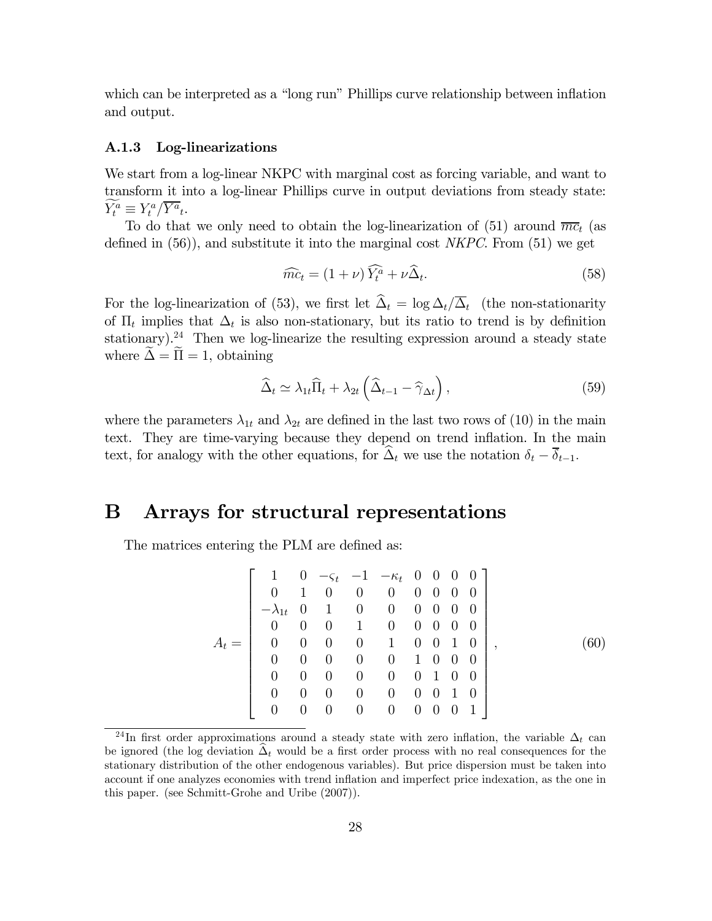which can be interpreted as a "long run" Phillips curve relationship between inflation and output.

### A.1.3 Log-linearizations

We start from a log-linear NKPC with marginal cost as forcing variable, and want to transform it into a log-linear Phillips curve in output deviations from steady state: $\widetilde{Y_t^a} \equiv Y_t^a / \overline{Y^a}_t$.

To do that we only need to obtain the log-linearization of (51) around $\overline{mc}_t$ (as defined in (56)), and substitute it into the marginal cost *NKPC*. From (51) we get

$$\widehat{mc}_t = (1+\nu)\,\widehat{Y_t^a} + \nu \widehat{\Delta}_t. \tag{58}$$

For the log-linearization of (53), we first let $\widehat{\Delta}_t = \log \Delta_t / \overline{\Delta}_t$ (the non-stationarity of $\Pi_t$ implies that $\Delta_t$ is also non-stationary, but its ratio to trend is by definition stationary).[24] Then we log-linearize the resulting expression around a steady state where $\widetilde{\Delta} = \widetilde{\Pi} = 1$, obtaining

$$\widehat{\Delta}_t \simeq \lambda_{1t} \widehat{\Pi}_t + \lambda_{2t} \left( \widehat{\Delta}_{t-1} - \widehat{\gamma}_{\Delta t} \right), \tag{59}$$

where the parameters $\lambda_{1t}$ and $\lambda_{2t}$ are defined in the last two rows of (10) in the main text. They are time-varying because they depend on trend inflation. In the main text, for analogy with the other equations, for $\widehat{\Delta}_t$ we use the notation $\delta_t - \overline{\delta}_{t-1}$.

# B Arrays for structural representations

The matrices entering the PLM are defined as:

$$A_t = \begin{bmatrix} 1 & 0 & -\varsigma_t & -1 & -\kappa_t & 0 & 0 & 0 & 0 \\ 0 & 1 & 0 & 0 & 0 & 0 & 0 & 0 & 0 \\ -\lambda_{1t} & 0 & 1 & 0 & 0 & 0 & 0 & 0 & 0 \\ 0 & 0 & 0 & 1 & 0 & 0 & 0 & 0 & 0 \\ 0 & 0 & 0 & 0 & 1 & 0 & 0 & 1 & 0 \\ 0 & 0 & 0 & 0 & 0 & 1 & 0 & 0 & 0 \\ 0 & 0 & 0 & 0 & 0 & 0 & 1 & 0 & 0 \\ 0 & 0 & 0 & 0 & 0 & 0 & 0 & 1 & 0 \\ 0 & 0 & 0 & 0 & 0 & 0 & 0 & 0 & 1 \end{bmatrix}, \tag{60}$$

[24] In first order approximations around a steady state with zero inflation, the variable $\Delta_t$ can be ignored (the log deviation $\widehat{\Delta}_t$ would be a first order process with no real consequences for the stationary distribution of the other endogenous variables). But price dispersion must be taken into account if one analyzes economies with trend inflation and imperfect price indexation, as the one in this paper. (see Schmitt-Grohe and Uribe (2007)).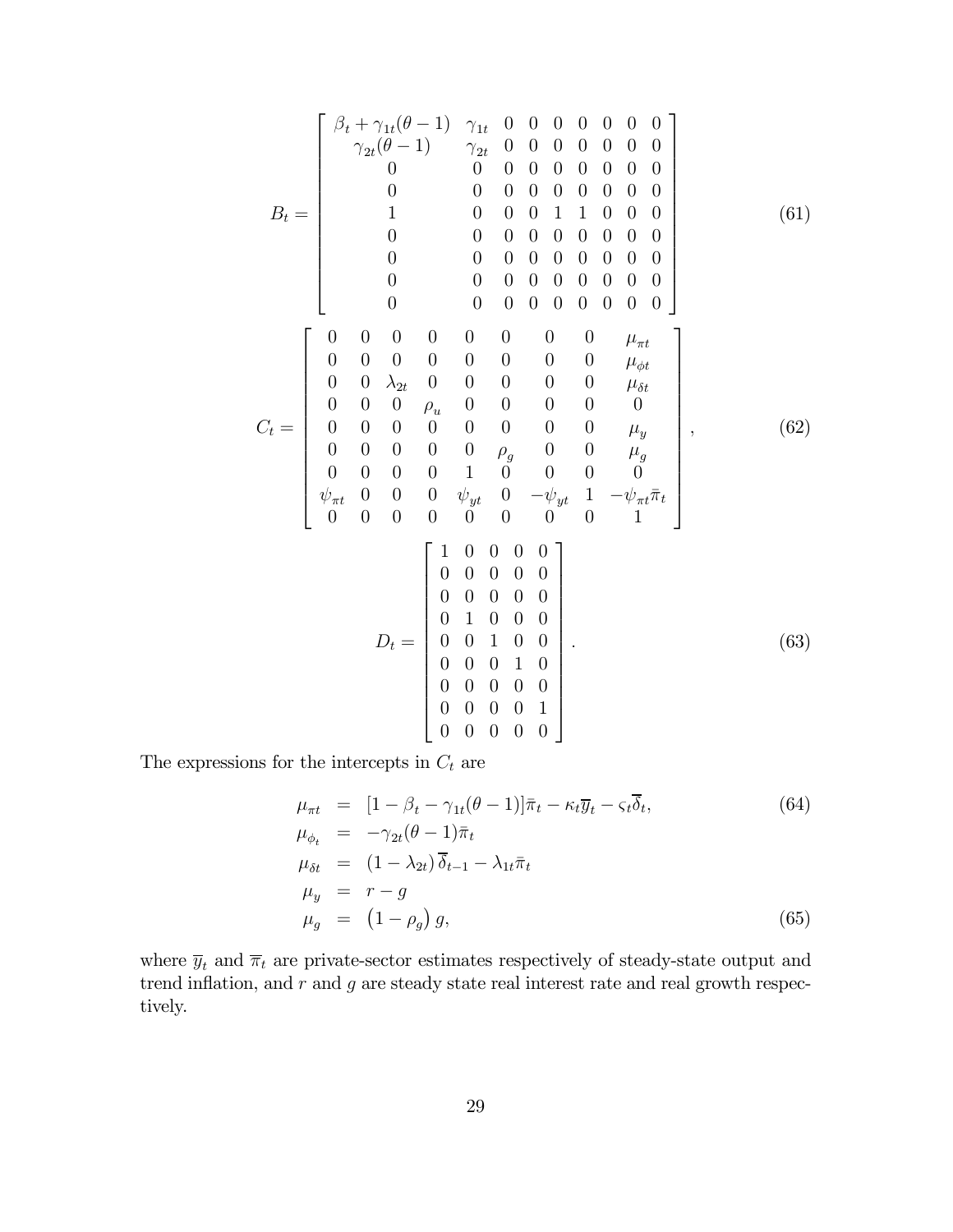$$
B_t = \begin{bmatrix}
\beta_t + \gamma_{1t}(\theta - 1) & \gamma_{1t} & 0 & 0 & 0 & 0 & 0 & 0 & 0 \\
\gamma_{2t}(\theta - 1) & \gamma_{2t} & 0 & 0 & 0 & 0 & 0 & 0 & 0 \\
0 & 0 & 0 & 0 & 0 & 0 & 0 & 0 & 0 \\
0 & 0 & 0 & 0 & 0 & 0 & 0 & 0 & 0 \\
1 & 0 & 0 & 0 & 1 & 1 & 0 & 0 & 0 \\
0 & 0 & 0 & 0 & 0 & 0 & 0 & 0 & 0 \\
0 & 0 & 0 & 0 & 0 & 0 & 0 & 0 & 0 \\
0 & 0 & 0 & 0 & 0 & 0 & 0 & 0 & 0 \\
0 & 0 & 0 & 0 & 0 & 0 & 0 & 0 & 0
\end{bmatrix} \tag{61}
$$

$$
C_t = \begin{bmatrix}
0 & 0 & 0 & 0 & 0 & 0 & 0 & 0 & \mu_{\pi t} \\
0 & 0 & 0 & 0 & 0 & 0 & 0 & 0 & \mu_{\phi t} \\
0 & 0 & \lambda_{2t} & 0 & 0 & 0 & 0 & 0 & \mu_{\delta t} \\
0 & 0 & 0 & \rho_u & 0 & 0 & 0 & 0 & 0 \\
0 & 0 & 0 & 0 & 0 & 0 & 0 & 0 & \mu_y \\
0 & 0 & 0 & 0 & 0 & \rho_g & 0 & 0 & \mu_g \\
0 & 0 & 0 & 0 & 1 & 0 & 0 & 0 & 0 \\
\psi_{\pi t} & 0 & 0 & 0 & \psi_{yt} & 0 & -\psi_{yt} & 1 & -\psi_{\pi t}\bar{\pi}_t \\
0 & 0 & 0 & 0 & 0 & 0 & 0 & 0 & 1
\end{bmatrix}, \tag{62}
$$

$$
D_t = \begin{bmatrix}
1 & 0 & 0 & 0 & 0 \\
0 & 0 & 0 & 0 & 0 \\
0 & 0 & 0 & 0 & 0 \\
0 & 1 & 0 & 0 & 0 \\
0 & 0 & 1 & 0 & 0 \\
0 & 0 & 0 & 1 & 0 \\
0 & 0 & 0 & 0 & 0 \\
0 & 0 & 0 & 0 & 1 \\
0 & 0 & 0 & 0 & 0
\end{bmatrix}. \tag{63}
$$

The expressions for the intercepts in $C_t$ are

$$
\begin{aligned}
\mu_{\pi t} &= [1 - \beta_t - \gamma_{1t}(\theta - 1)]\bar{\pi}_t - \kappa_t \overline{y}_t - \varsigma_t \overline{\delta}_t, && (64) \\
\mu_{\phi_t} &= -\gamma_{2t}(\theta - 1)\bar{\pi}_t \\
\mu_{\delta t} &= (1 - \lambda_{2t})\,\overline{\delta}_{t-1} - \lambda_{1t}\bar{\pi}_t \\
\mu_y &= r - g \\
\mu_g &= \left(1 - \rho_g\right) g, && (65)
\end{aligned}
$$

where $\overline{y}_t$ and $\overline{\pi}_t$ are private-sector estimates respectively of steady-state output and trend inflation, and $r$ and $g$ are steady state real interest rate and real growth respectively.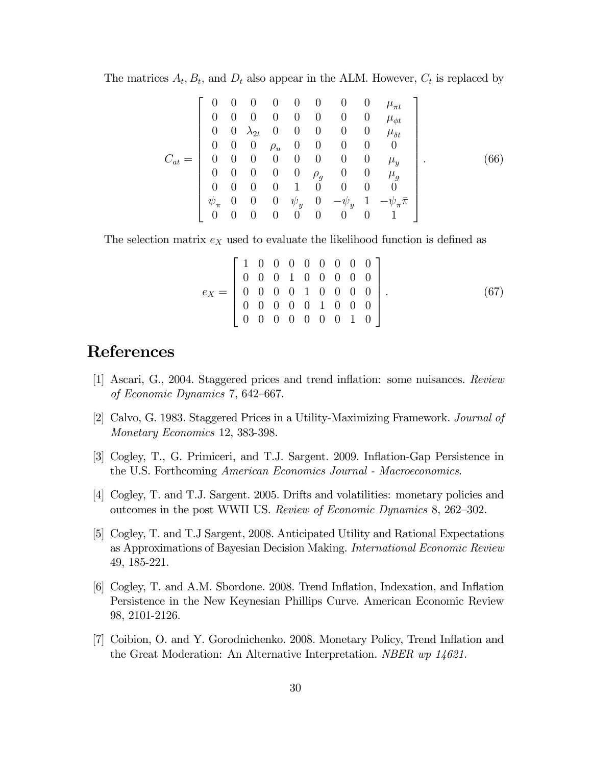The matrices $A_t, B_t$, and $D_t$ also appear in the ALM. However, $C_t$ is replaced by

$$
C_{at} = \begin{bmatrix}
0 & 0 & 0 & 0 & 0 & 0 & 0 & 0 & \mu_{\pi t} \\
0 & 0 & 0 & 0 & 0 & 0 & 0 & 0 & \mu_{\phi t} \\
0 & 0 & \lambda_{2t} & 0 & 0 & 0 & 0 & 0 & \mu_{\delta t} \\
0 & 0 & 0 & \rho_u & 0 & 0 & 0 & 0 & 0 \\
0 & 0 & 0 & 0 & 0 & 0 & 0 & 0 & \mu_y \\
0 & 0 & 0 & 0 & 0 & \rho_g & 0 & 0 & \mu_g \\
0 & 0 & 0 & 0 & 1 & 0 & 0 & 0 & 0 \\
\psi_\pi & 0 & 0 & 0 & \psi_y & 0 & -\psi_y & 1 & -\psi_\pi \bar{\pi} \\
0 & 0 & 0 & 0 & 0 & 0 & 0 & 0 & 1
\end{bmatrix}. \tag{66}
$$

The selection matrix $e_X$ used to evaluate the likelihood function is defined as

$$
e_X = \begin{bmatrix}
1 & 0 & 0 & 0 & 0 & 0 & 0 & 0 & 0 \\
0 & 0 & 0 & 1 & 0 & 0 & 0 & 0 & 0 \\
0 & 0 & 0 & 0 & 1 & 0 & 0 & 0 & 0 \\
0 & 0 & 0 & 0 & 0 & 1 & 0 & 0 & 0 \\
0 & 0 & 0 & 0 & 0 & 0 & 0 & 1 & 0
\end{bmatrix}. \tag{67}
$$

# References

[1] Ascari, G., 2004. Staggered prices and trend inflation: some nuisances. *Review of Economic Dynamics* 7, 642–667.

[2] Calvo, G. 1983. Staggered Prices in a Utility-Maximizing Framework. *Journal of Monetary Economics* 12, 383-398.

[3] Cogley, T., G. Primiceri, and T.J. Sargent. 2009. Inflation-Gap Persistence in the U.S. Forthcoming *American Economics Journal - Macroeconomics*.

[4] Cogley, T. and T.J. Sargent. 2005. Drifts and volatilities: monetary policies and outcomes in the post WWII US. *Review of Economic Dynamics* 8, 262–302.

[5] Cogley, T. and T.J Sargent, 2008. Anticipated Utility and Rational Expectations as Approximations of Bayesian Decision Making. *International Economic Review* 49, 185-221.

[6] Cogley, T. and A.M. Sbordone. 2008. Trend Inflation, Indexation, and Inflation Persistence in the New Keynesian Phillips Curve. American Economic Review 98, 2101-2126.

[7] Coibion, O. and Y. Gorodnichenko. 2008. Monetary Policy, Trend Inflation and the Great Moderation: An Alternative Interpretation. *NBER wp 14621.*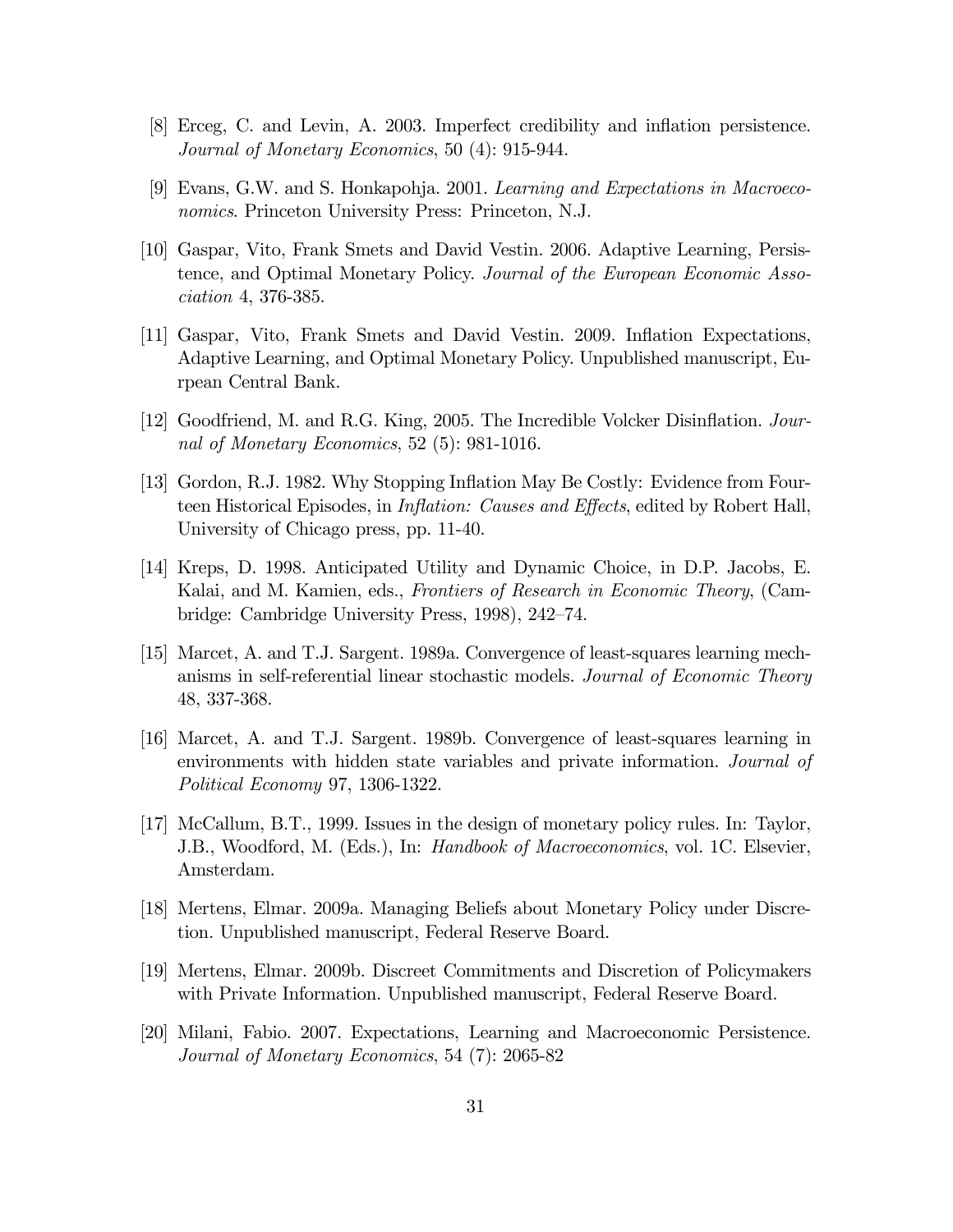[8] Erceg, C. and Levin, A. 2003. Imperfect credibility and inflation persistence. *Journal of Monetary Economics*, 50 (4): 915-944.

[9] Evans, G.W. and S. Honkapohja. 2001. *Learning and Expectations in Macroeconomics*. Princeton University Press: Princeton, N.J.

[10] Gaspar, Vito, Frank Smets and David Vestin. 2006. Adaptive Learning, Persistence, and Optimal Monetary Policy. *Journal of the European Economic Association* 4, 376-385.

[11] Gaspar, Vito, Frank Smets and David Vestin. 2009. Inflation Expectations, Adaptive Learning, and Optimal Monetary Policy. Unpublished manuscript, Eurpean Central Bank.

[12] Goodfriend, M. and R.G. King, 2005. The Incredible Volcker Disinflation. *Journal of Monetary Economics*, 52 (5): 981-1016.

[13] Gordon, R.J. 1982. Why Stopping Inflation May Be Costly: Evidence from Fourteen Historical Episodes, in *Inflation: Causes and Effects*, edited by Robert Hall, University of Chicago press, pp. 11-40.

[14] Kreps, D. 1998. Anticipated Utility and Dynamic Choice, in D.P. Jacobs, E. Kalai, and M. Kamien, eds., *Frontiers of Research in Economic Theory*, (Cambridge: Cambridge University Press, 1998), 242–74.

[15] Marcet, A. and T.J. Sargent. 1989a. Convergence of least-squares learning mechanisms in self-referential linear stochastic models. *Journal of Economic Theory* 48, 337-368.

[16] Marcet, A. and T.J. Sargent. 1989b. Convergence of least-squares learning in environments with hidden state variables and private information. *Journal of Political Economy* 97, 1306-1322.

[17] McCallum, B.T., 1999. Issues in the design of monetary policy rules. In: Taylor, J.B., Woodford, M. (Eds.), In: *Handbook of Macroeconomics*, vol. 1C. Elsevier, Amsterdam.

[18] Mertens, Elmar. 2009a. Managing Beliefs about Monetary Policy under Discretion. Unpublished manuscript, Federal Reserve Board.

[19] Mertens, Elmar. 2009b. Discreet Commitments and Discretion of Policymakers with Private Information. Unpublished manuscript, Federal Reserve Board.

[20] Milani, Fabio. 2007. Expectations, Learning and Macroeconomic Persistence. *Journal of Monetary Economics*, 54 (7): 2065-82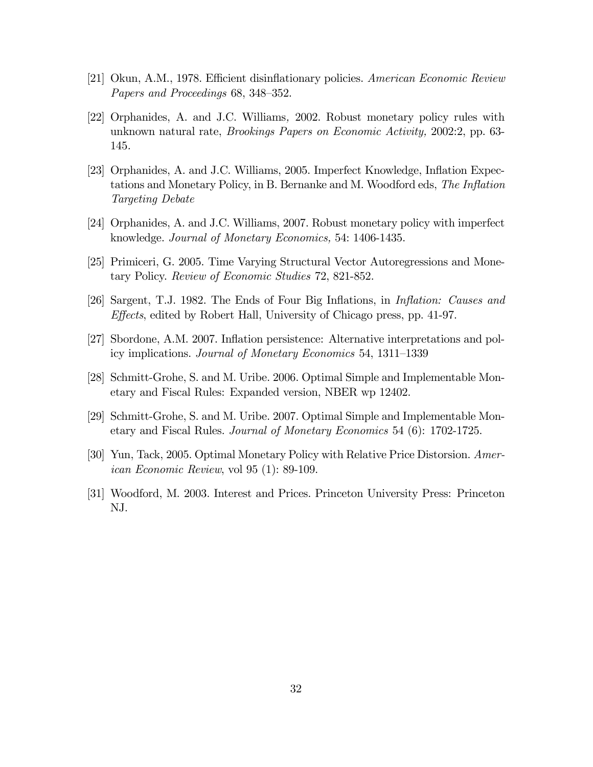[21] Okun, A.M., 1978. Efficient disinflationary policies. *American Economic Review Papers and Proceedings* 68, 348–352.

[22] Orphanides, A. and J.C. Williams, 2002. Robust monetary policy rules with unknown natural rate, *Brookings Papers on Economic Activity,* 2002:2, pp. 63-145.

[23] Orphanides, A. and J.C. Williams, 2005. Imperfect Knowledge, Inflation Expectations and Monetary Policy, in B. Bernanke and M. Woodford eds, *The Inflation Targeting Debate*

[24] Orphanides, A. and J.C. Williams, 2007. Robust monetary policy with imperfect knowledge. *Journal of Monetary Economics,* 54: 1406-1435.

[25] Primiceri, G. 2005. Time Varying Structural Vector Autoregressions and Monetary Policy. *Review of Economic Studies* 72, 821-852.

[26] Sargent, T.J. 1982. The Ends of Four Big Inflations, in *Inflation: Causes and Effects*, edited by Robert Hall, University of Chicago press, pp. 41-97.

[27] Sbordone, A.M. 2007. Inflation persistence: Alternative interpretations and policy implications. *Journal of Monetary Economics* 54, 1311–1339

[28] Schmitt-Grohe, S. and M. Uribe. 2006. Optimal Simple and Implementable Monetary and Fiscal Rules: Expanded version, NBER wp 12402.

[29] Schmitt-Grohe, S. and M. Uribe. 2007. Optimal Simple and Implementable Monetary and Fiscal Rules. *Journal of Monetary Economics* 54 (6): 1702-1725.

[30] Yun, Tack, 2005. Optimal Monetary Policy with Relative Price Distorsion. *American Economic Review*, vol 95 (1): 89-109.

[31] Woodford, M. 2003. Interest and Prices. Princeton University Press: Princeton NJ.